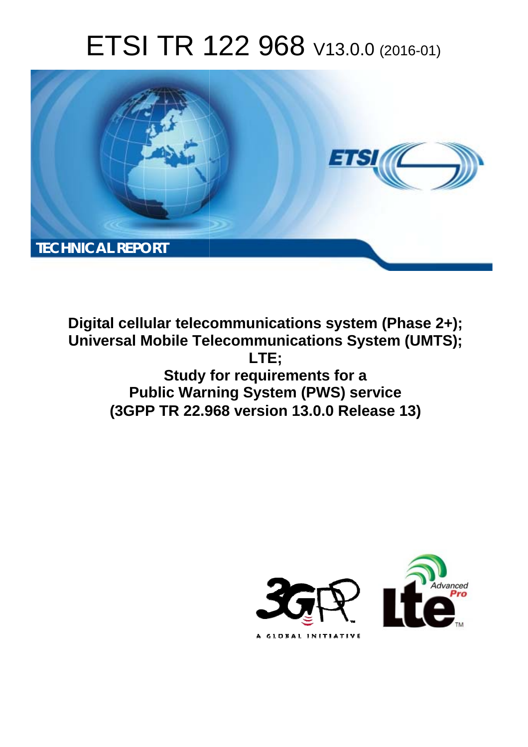# ETSI TR 122 968 V13.0.0 (2016-01)

TECHNICAL REPORT

**Digital cellular telecommunications system (Phase 2+);**
**Universal Mobile Telecommunications System (UMTS);**
**LTE;**
**Study for requirements for a**
**Public Warning System (PWS) service**
**(3GPP TR 22.968 version 13.0.0 Release 13)**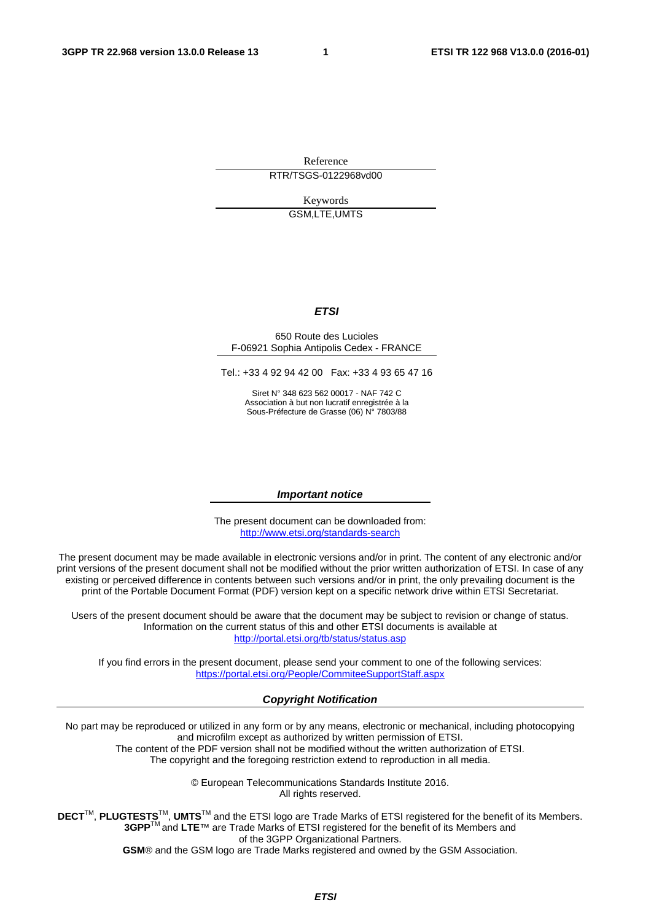Reference

RTR/TSGS-0122968vd00

Keywords

GSM,LTE,UMTS

***ETSI***

650 Route des Lucioles
F-06921 Sophia Antipolis Cedex - FRANCE

Tel.: +33 4 92 94 42 00 Fax: +33 4 93 65 47 16

Siret N° 348 623 562 00017 - NAF 742 C
Association à but non lucratif enregistrée à la
Sous-Préfecture de Grasse (06) N° 7803/88

***Important notice***

The present document can be downloaded from:
http://www.etsi.org/standards-search

The present document may be made available in electronic versions and/or in print. The content of any electronic and/or print versions of the present document shall not be modified without the prior written authorization of ETSI. In case of any existing or perceived difference in contents between such versions and/or in print, the only prevailing document is the print of the Portable Document Format (PDF) version kept on a specific network drive within ETSI Secretariat.

Users of the present document should be aware that the document may be subject to revision or change of status. Information on the current status of this and other ETSI documents is available at
http://portal.etsi.org/tb/status/status.asp

If you find errors in the present document, please send your comment to one of the following services:
https://portal.etsi.org/People/CommiteeSupportStaff.aspx

***Copyright Notification***

No part may be reproduced or utilized in any form or by any means, electronic or mechanical, including photocopying and microfilm except as authorized by written permission of ETSI.
The content of the PDF version shall not be modified without the written authorization of ETSI.
The copyright and the foregoing restriction extend to reproduction in all media.

© European Telecommunications Standards Institute 2016.
All rights reserved.

**DECT**™, **PLUGTESTS**™, **UMTS**™ and the ETSI logo are Trade Marks of ETSI registered for the benefit of its Members.
**3GPP**™ and **LTE**™ are Trade Marks of ETSI registered for the benefit of its Members and of the 3GPP Organizational Partners.
**GSM**® and the GSM logo are Trade Marks registered and owned by the GSM Association.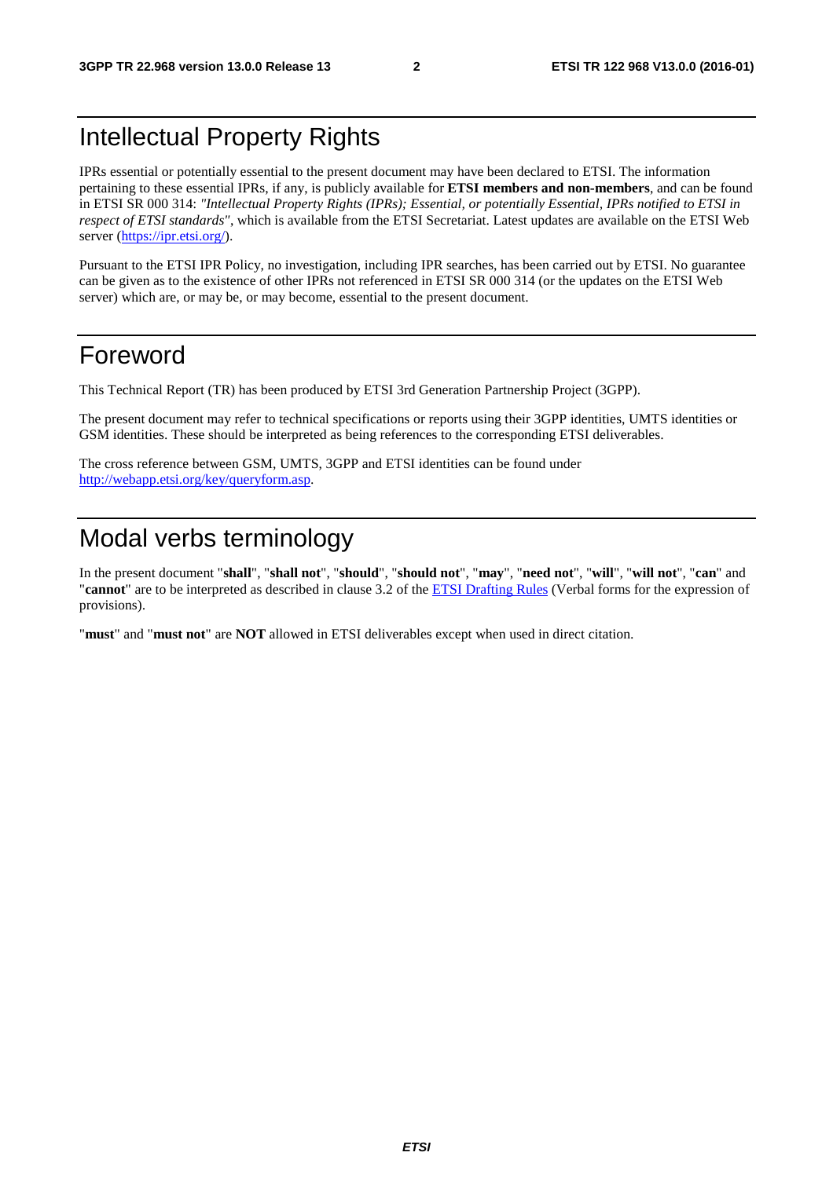# Intellectual Property Rights

IPRs essential or potentially essential to the present document may have been declared to ETSI. The information pertaining to these essential IPRs, if any, is publicly available for **ETSI members and non-members**, and can be found in ETSI SR 000 314: *"Intellectual Property Rights (IPRs); Essential, or potentially Essential, IPRs notified to ETSI in respect of ETSI standards"*, which is available from the ETSI Secretariat. Latest updates are available on the ETSI Web server (https://ipr.etsi.org/).

Pursuant to the ETSI IPR Policy, no investigation, including IPR searches, has been carried out by ETSI. No guarantee can be given as to the existence of other IPRs not referenced in ETSI SR 000 314 (or the updates on the ETSI Web server) which are, or may be, or may become, essential to the present document.

# Foreword

This Technical Report (TR) has been produced by ETSI 3rd Generation Partnership Project (3GPP).

The present document may refer to technical specifications or reports using their 3GPP identities, UMTS identities or GSM identities. These should be interpreted as being references to the corresponding ETSI deliverables.

The cross reference between GSM, UMTS, 3GPP and ETSI identities can be found under http://webapp.etsi.org/key/queryform.asp.

# Modal verbs terminology

In the present document "**shall**", "**shall not**", "**should**", "**should not**", "**may**", "**need not**", "**will**", "**will not**", "**can**" and "**cannot**" are to be interpreted as described in clause 3.2 of the ETSI Drafting Rules (Verbal forms for the expression of provisions).

"**must**" and "**must not**" are **NOT** allowed in ETSI deliverables except when used in direct citation.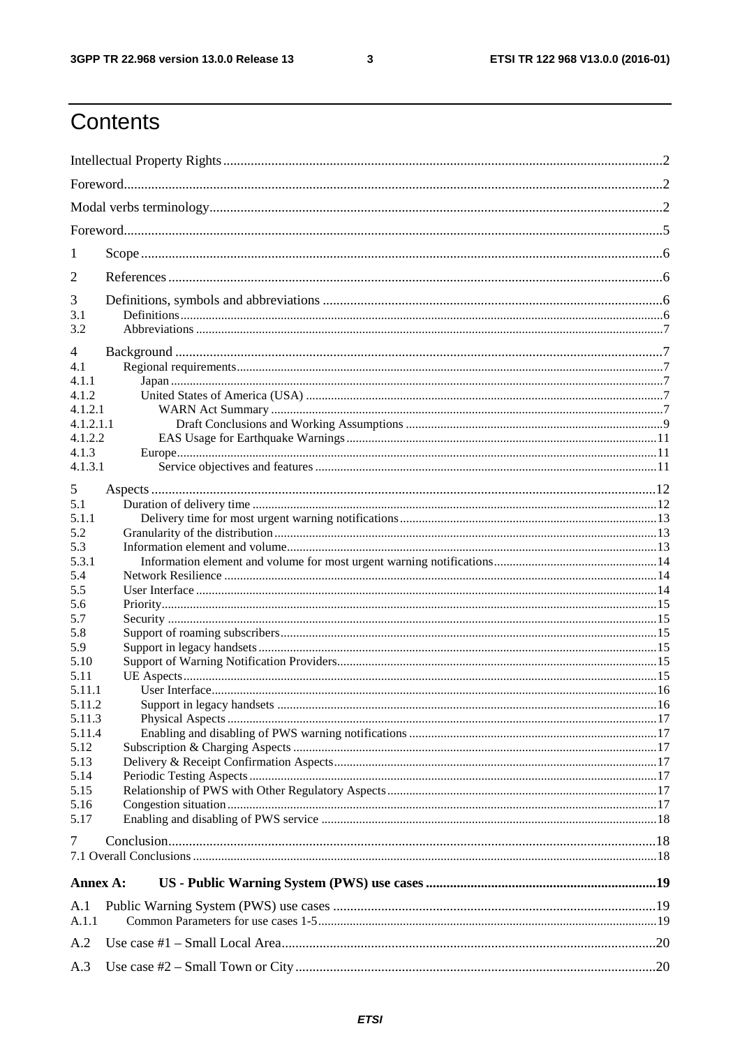# Contents

Intellectual Property Rights .......... 2

Foreword .......... 2

Modal verbs terminology .......... 2

Foreword .......... 5

1 Scope .......... 6

2 References .......... 6

3 Definitions, symbols and abbreviations .......... 6
- 3.1 Definitions .......... 6
- 3.2 Abbreviations .......... 7

4 Background .......... 7
- 4.1 Regional requirements .......... 7
- 4.1.1 Japan .......... 7
- 4.1.2 United States of America (USA) .......... 7
- 4.1.2.1 WARN Act Summary .......... 7
- 4.1.2.1.1 Draft Conclusions and Working Assumptions .......... 9
- 4.1.2.2 EAS Usage for Earthquake Warnings .......... 11
- 4.1.3 Europe .......... 11
- 4.1.3.1 Service objectives and features .......... 11

5 Aspects .......... 12
- 5.1 Duration of delivery time .......... 12
- 5.1.1 Delivery time for most urgent warning notifications .......... 13
- 5.2 Granularity of the distribution .......... 13
- 5.3 Information element and volume .......... 13
- 5.3.1 Information element and volume for most urgent warning notifications .......... 14
- 5.4 Network Resilience .......... 14
- 5.5 User Interface .......... 14
- 5.6 Priority .......... 15
- 5.7 Security .......... 15
- 5.8 Support of roaming subscribers .......... 15
- 5.9 Support in legacy handsets .......... 15
- 5.10 Support of Warning Notification Providers .......... 15
- 5.11 UE Aspects .......... 15
- 5.11.1 User Interface .......... 16
- 5.11.2 Support in legacy handsets .......... 16
- 5.11.3 Physical Aspects .......... 17
- 5.11.4 Enabling and disabling of PWS warning notifications .......... 17
- 5.12 Subscription & Charging Aspects .......... 17
- 5.13 Delivery & Receipt Confirmation Aspects .......... 17
- 5.14 Periodic Testing Aspects .......... 17
- 5.15 Relationship of PWS with Other Regulatory Aspects .......... 17
- 5.16 Congestion situation .......... 17
- 5.17 Enabling and disabling of PWS service .......... 18

7 Conclusion .......... 18
- 7.1 Overall Conclusions .......... 18

**Annex A: US - Public Warning System (PWS) use cases .......... 19**

A.1 Public Warning System (PWS) use cases .......... 19
- A.1.1 Common Parameters for use cases 1-5 .......... 19

A.2 Use case #1 – Small Local Area .......... 20

A.3 Use case #2 – Small Town or City .......... 20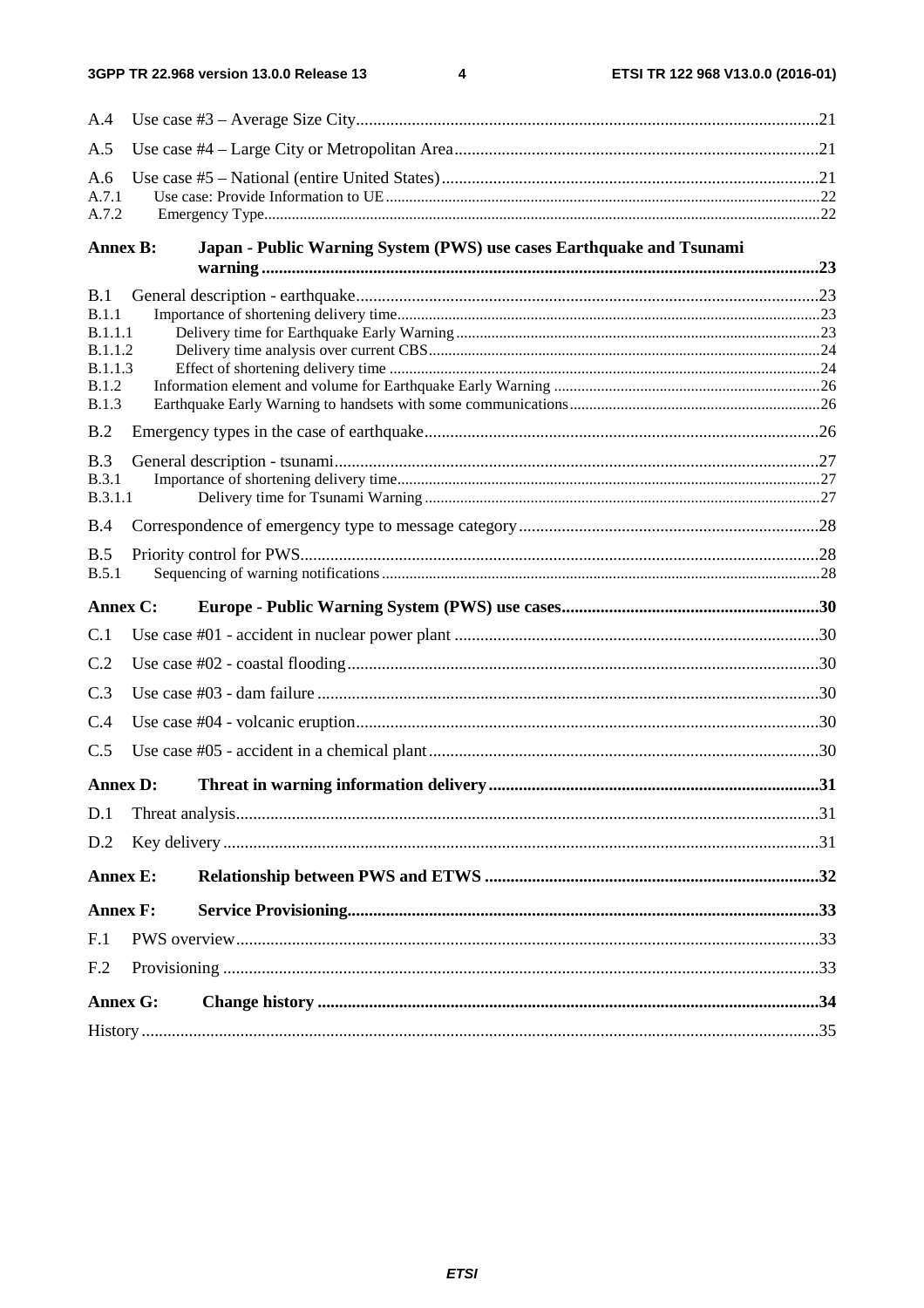A.4 Use case #3 – Average Size City ....................................................................................................... 21

A.5 Use case #4 – Large City or Metropolitan Area .................................................................................. 21

A.6 Use case #5 – National (entire United States) ..................................................................................... 21

A.7.1 Use case: Provide Information to UE ................................................................................................ 22

A.7.2 Emergency Type ................................................................................................................................ 22

**Annex B: Japan - Public Warning System (PWS) use cases Earthquake and Tsunami warning** ................................................................................................................................ **23**

B.1 General description - earthquake ........................................................................................................ 23

B.1.1 Importance of shortening delivery time ............................................................................................. 23

B.1.1.1 Delivery time for Earthquake Early Warning .................................................................................. 23

B.1.1.2 Delivery time analysis over current CBS ......................................................................................... 24

B.1.1.3 Effect of shortening delivery time .................................................................................................... 24

B.1.2 Information element and volume for Earthquake Early Warning ...................................................... 26

B.1.3 Earthquake Early Warning to handsets with some communications .................................................. 26

B.2 Emergency types in the case of earthquake .......................................................................................... 26

B.3 General description - tsunami .............................................................................................................. 27

B.3.1 Importance of shortening delivery time ............................................................................................. 27

B.3.1.1 Delivery time for Tsunami Warning ................................................................................................ 27

B.4 Correspondence of emergency type to message category ..................................................................... 28

B.5 Priority control for PWS ....................................................................................................................... 28

B.5.1 Sequencing of warning notifications .................................................................................................. 28

**Annex C: Europe - Public Warning System (PWS) use cases** ........................................................... **30**

C.1 Use case #01 - accident in nuclear power plant .................................................................................... 30

C.2 Use case #02 - coastal flooding ............................................................................................................ 30

C.3 Use case #03 - dam failure ................................................................................................................... 30

C.4 Use case #04 - volcanic eruption .......................................................................................................... 30

C.5 Use case #05 - accident in a chemical plant .......................................................................................... 30

**Annex D: Threat in warning information delivery** ............................................................................ **31**

D.1 Threat analysis ...................................................................................................................................... 31

D.2 Key delivery ......................................................................................................................................... 31

**Annex E: Relationship between PWS and ETWS** ............................................................................. **32**

**Annex F: Service Provisioning** ............................................................................................................ **33**

F.1 PWS overview ...................................................................................................................................... 33

F.2 Provisioning ......................................................................................................................................... 33

**Annex G: Change history** ................................................................................................................... **34**

History ....................................................................................................................................................... 35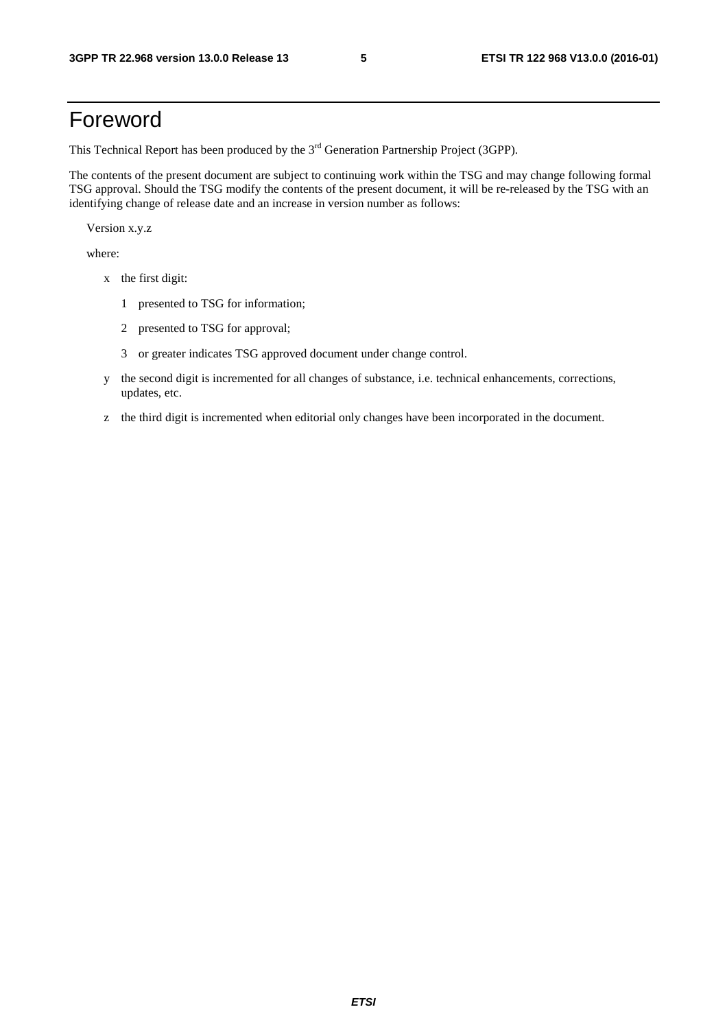# Foreword

This Technical Report has been produced by the 3rd Generation Partnership Project (3GPP).

The contents of the present document are subject to continuing work within the TSG and may change following formal TSG approval. Should the TSG modify the contents of the present document, it will be re-released by the TSG with an identifying change of release date and an increase in version number as follows:

Version x.y.z

where:

- x the first digit:
  - 1 presented to TSG for information;
  - 2 presented to TSG for approval;
  - 3 or greater indicates TSG approved document under change control.
- y the second digit is incremented for all changes of substance, i.e. technical enhancements, corrections, updates, etc.
- z the third digit is incremented when editorial only changes have been incorporated in the document.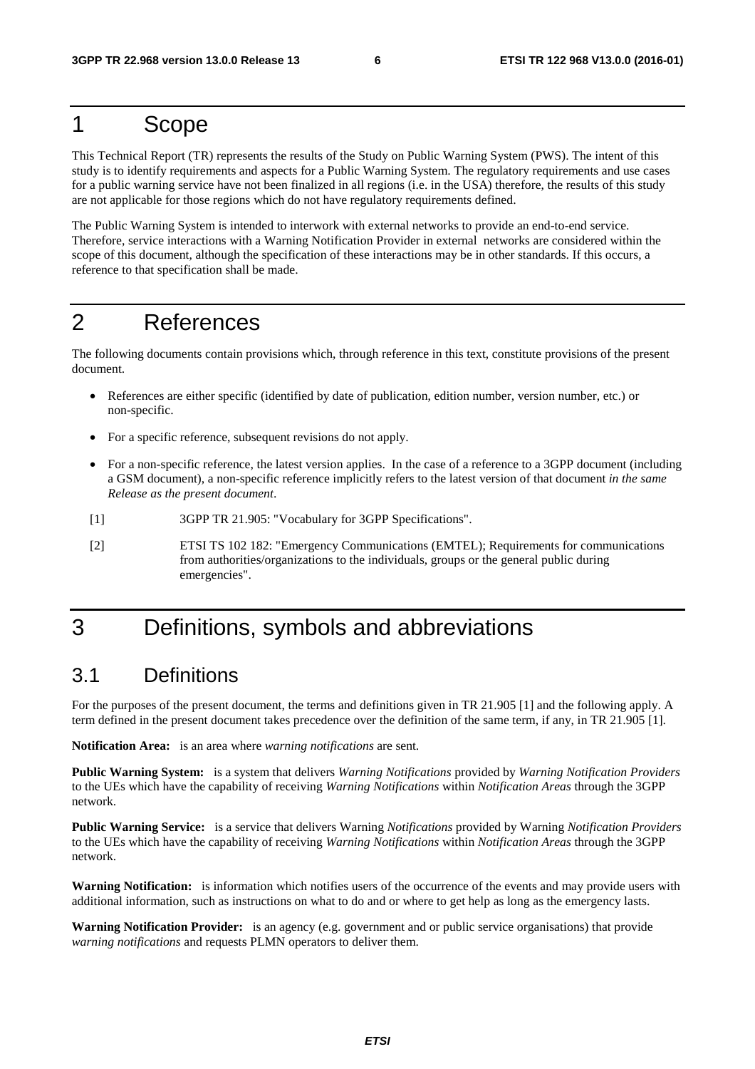# 1 Scope

This Technical Report (TR) represents the results of the Study on Public Warning System (PWS). The intent of this study is to identify requirements and aspects for a Public Warning System. The regulatory requirements and use cases for a public warning service have not been finalized in all regions (i.e. in the USA) therefore, the results of this study are not applicable for those regions which do not have regulatory requirements defined.

The Public Warning System is intended to interwork with external networks to provide an end-to-end service. Therefore, service interactions with a Warning Notification Provider in external networks are considered within the scope of this document, although the specification of these interactions may be in other standards. If this occurs, a reference to that specification shall be made.

# 2 References

The following documents contain provisions which, through reference in this text, constitute provisions of the present document.

- References are either specific (identified by date of publication, edition number, version number, etc.) or non-specific.
- For a specific reference, subsequent revisions do not apply.
- For a non-specific reference, the latest version applies. In the case of a reference to a 3GPP document (including a GSM document), a non-specific reference implicitly refers to the latest version of that document *in the same Release as the present document*.

[1] 3GPP TR 21.905: "Vocabulary for 3GPP Specifications".

[2] ETSI TS 102 182: "Emergency Communications (EMTEL); Requirements for communications from authorities/organizations to the individuals, groups or the general public during emergencies".

# 3 Definitions, symbols and abbreviations

## 3.1 Definitions

For the purposes of the present document, the terms and definitions given in TR 21.905 [1] and the following apply. A term defined in the present document takes precedence over the definition of the same term, if any, in TR 21.905 [1].

**Notification Area:** is an area where *warning notifications* are sent.

**Public Warning System:** is a system that delivers *Warning Notifications* provided by *Warning Notification Providers* to the UEs which have the capability of receiving *Warning Notifications* within *Notification Areas* through the 3GPP network.

**Public Warning Service:** is a service that delivers Warning *Notifications* provided by Warning *Notification Providers* to the UEs which have the capability of receiving *Warning Notifications* within *Notification Areas* through the 3GPP network.

**Warning Notification:** is information which notifies users of the occurrence of the events and may provide users with additional information, such as instructions on what to do and or where to get help as long as the emergency lasts.

**Warning Notification Provider:** is an agency (e.g. government and or public service organisations) that provide *warning notifications* and requests PLMN operators to deliver them.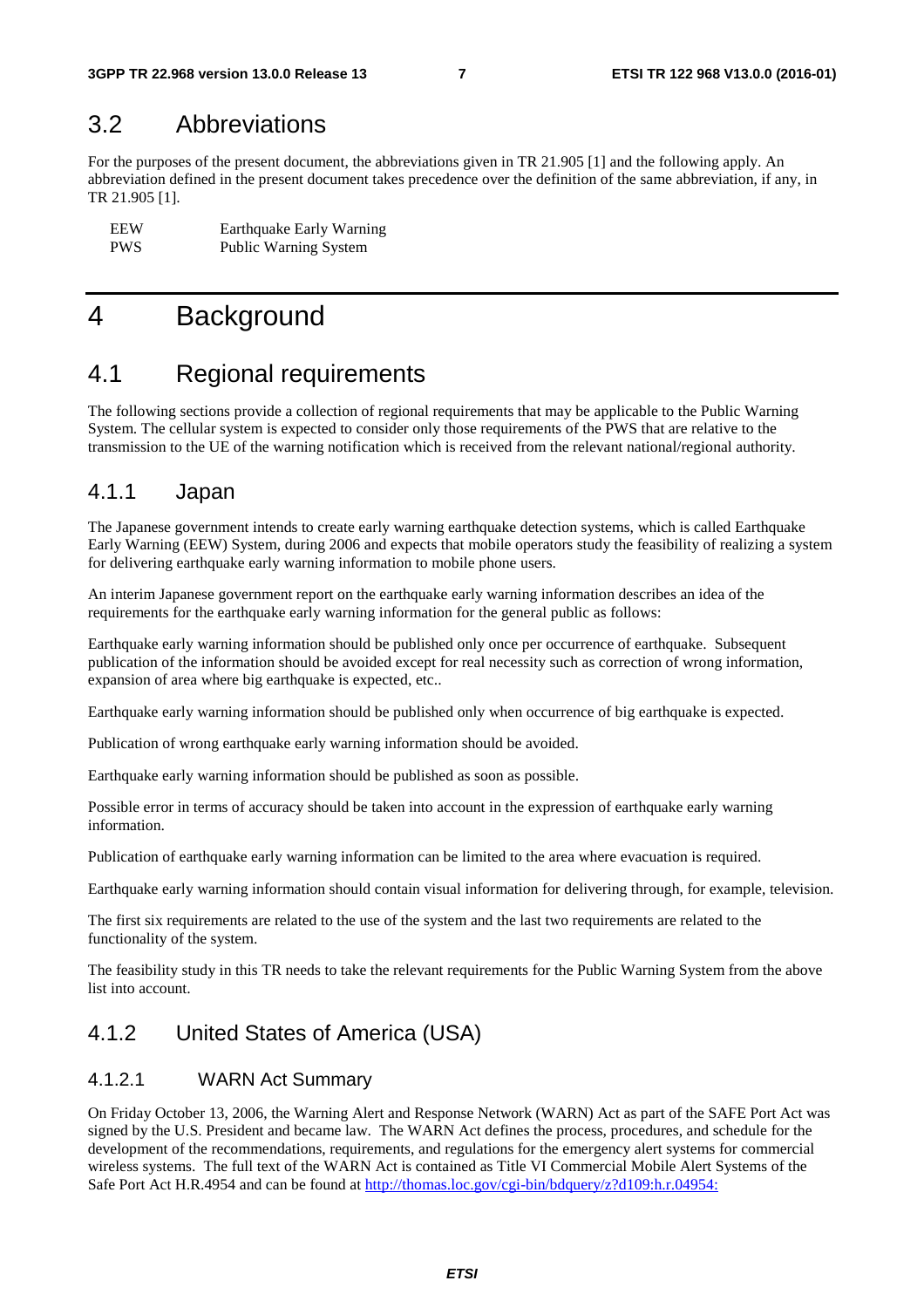## 3.2 Abbreviations

For the purposes of the present document, the abbreviations given in TR 21.905 [1] and the following apply. An abbreviation defined in the present document takes precedence over the definition of the same abbreviation, if any, in TR 21.905 [1].

| | |
|---|---|
| EEW | Earthquake Early Warning |
| PWS | Public Warning System |

# 4 Background

## 4.1 Regional requirements

The following sections provide a collection of regional requirements that may be applicable to the Public Warning System. The cellular system is expected to consider only those requirements of the PWS that are relative to the transmission to the UE of the warning notification which is received from the relevant national/regional authority.

### 4.1.1 Japan

The Japanese government intends to create early warning earthquake detection systems, which is called Earthquake Early Warning (EEW) System, during 2006 and expects that mobile operators study the feasibility of realizing a system for delivering earthquake early warning information to mobile phone users.

An interim Japanese government report on the earthquake early warning information describes an idea of the requirements for the earthquake early warning information for the general public as follows:

Earthquake early warning information should be published only once per occurrence of earthquake. Subsequent publication of the information should be avoided except for real necessity such as correction of wrong information, expansion of area where big earthquake is expected, etc..

Earthquake early warning information should be published only when occurrence of big earthquake is expected.

Publication of wrong earthquake early warning information should be avoided.

Earthquake early warning information should be published as soon as possible.

Possible error in terms of accuracy should be taken into account in the expression of earthquake early warning information.

Publication of earthquake early warning information can be limited to the area where evacuation is required.

Earthquake early warning information should contain visual information for delivering through, for example, television.

The first six requirements are related to the use of the system and the last two requirements are related to the functionality of the system.

The feasibility study in this TR needs to take the relevant requirements for the Public Warning System from the above list into account.

### 4.1.2 United States of America (USA)

#### 4.1.2.1 WARN Act Summary

On Friday October 13, 2006, the Warning Alert and Response Network (WARN) Act as part of the SAFE Port Act was signed by the U.S. President and became law. The WARN Act defines the process, procedures, and schedule for the development of the recommendations, requirements, and regulations for the emergency alert systems for commercial wireless systems. The full text of the WARN Act is contained as Title VI Commercial Mobile Alert Systems of the Safe Port Act H.R.4954 and can be found at http://thomas.loc.gov/cgi-bin/bdquery/z?d109:h.r.04954: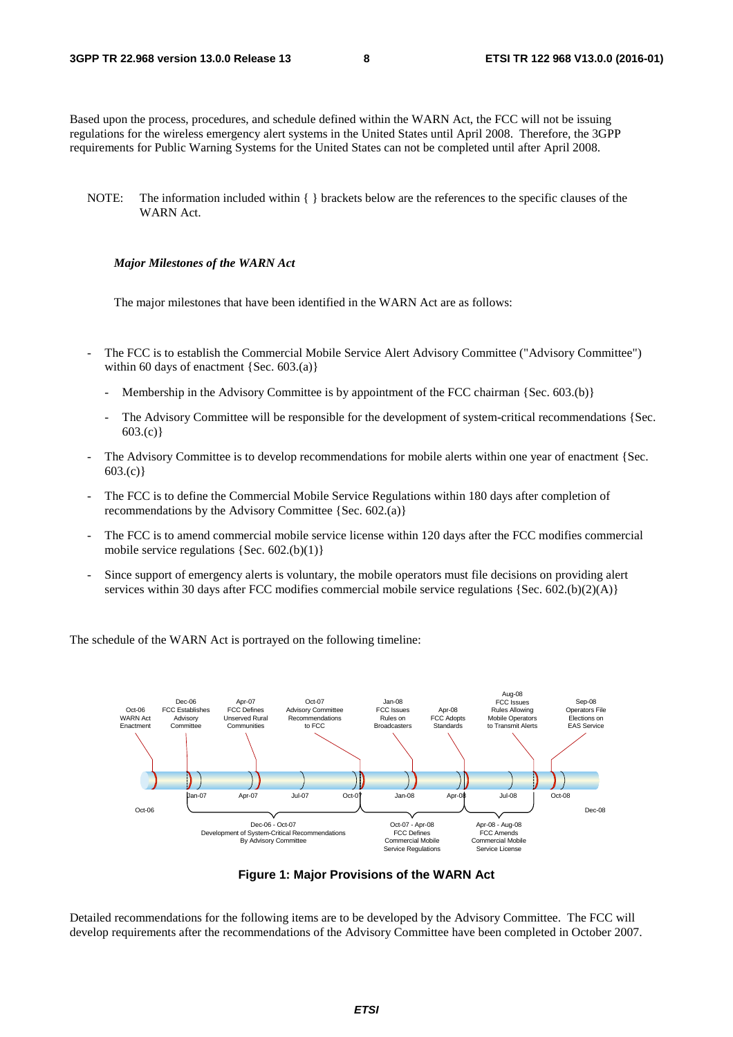Based upon the process, procedures, and schedule defined within the WARN Act, the FCC will not be issuing regulations for the wireless emergency alert systems in the United States until April 2008. Therefore, the 3GPP requirements for Public Warning Systems for the United States can not be completed until after April 2008.

NOTE: The information included within { } brackets below are the references to the specific clauses of the WARN Act.

***Major Milestones of the WARN Act***

The major milestones that have been identified in the WARN Act are as follows:

- The FCC is to establish the Commercial Mobile Service Alert Advisory Committee ("Advisory Committee") within 60 days of enactment {Sec. 603.(a)}
  - Membership in the Advisory Committee is by appointment of the FCC chairman {Sec. 603.(b)}
  - The Advisory Committee will be responsible for the development of system-critical recommendations {Sec. 603.(c)}
- The Advisory Committee is to develop recommendations for mobile alerts within one year of enactment {Sec. 603.(c)}
- The FCC is to define the Commercial Mobile Service Regulations within 180 days after completion of recommendations by the Advisory Committee {Sec. 602.(a)}
- The FCC is to amend commercial mobile service license within 120 days after the FCC modifies commercial mobile service regulations {Sec. 602.(b)(1)}
- Since support of emergency alerts is voluntary, the mobile operators must file decisions on providing alert services within 30 days after FCC modifies commercial mobile service regulations {Sec. 602.(b)(2)(A)}

The schedule of the WARN Act is portrayed on the following timeline:

**Figure 1: Major Provisions of the WARN Act**

Detailed recommendations for the following items are to be developed by the Advisory Committee. The FCC will develop requirements after the recommendations of the Advisory Committee have been completed in October 2007.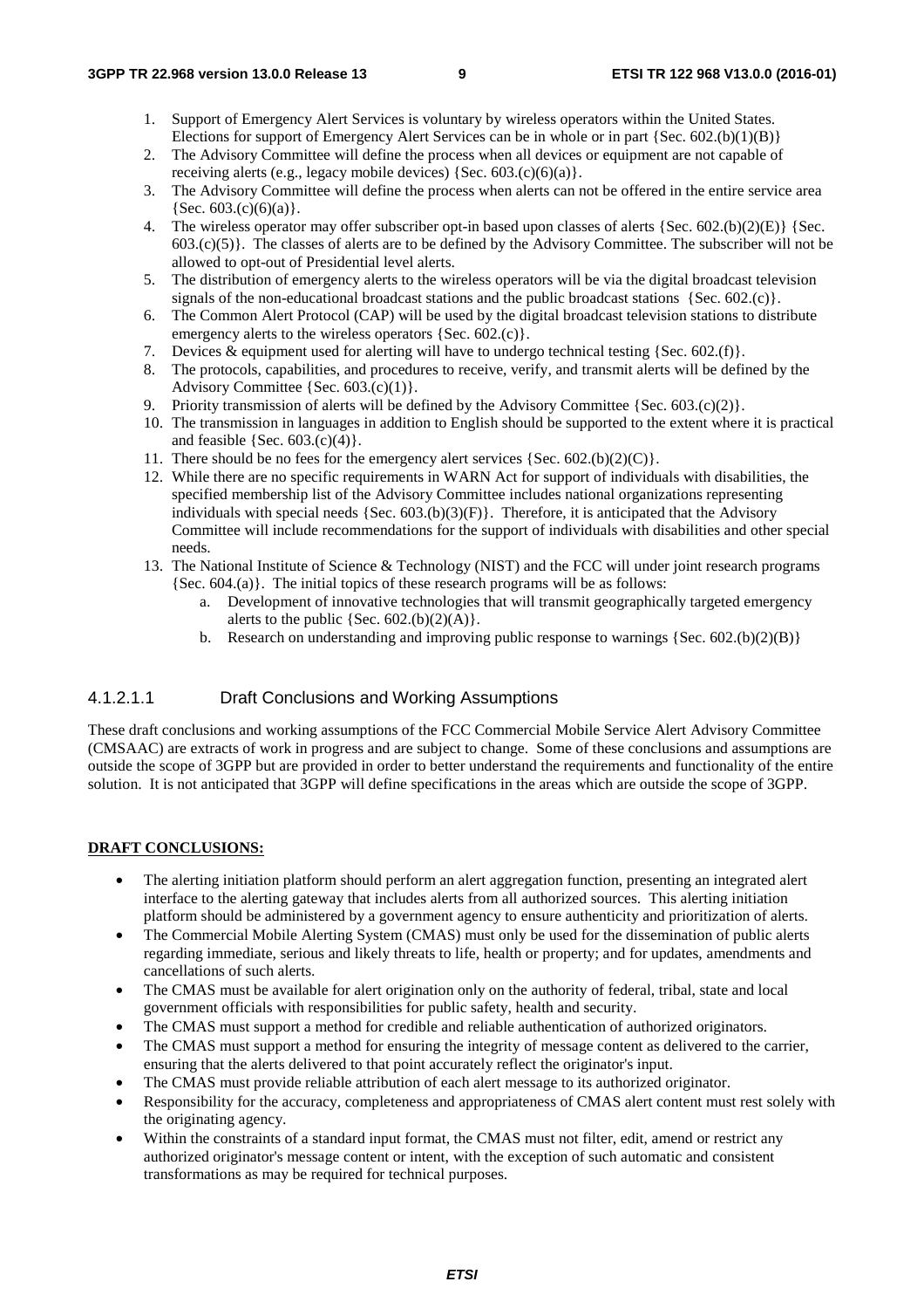1. Support of Emergency Alert Services is voluntary by wireless operators within the United States. Elections for support of Emergency Alert Services can be in whole or in part {Sec. 602.(b)(1)(B)}
2. The Advisory Committee will define the process when all devices or equipment are not capable of receiving alerts (e.g., legacy mobile devices) {Sec. 603.(c)(6)(a)}.
3. The Advisory Committee will define the process when alerts can not be offered in the entire service area {Sec. 603.(c)(6)(a)}.
4. The wireless operator may offer subscriber opt-in based upon classes of alerts {Sec. 602.(b)(2)(E)} {Sec. 603.(c)(5)}. The classes of alerts are to be defined by the Advisory Committee. The subscriber will not be allowed to opt-out of Presidential level alerts.
5. The distribution of emergency alerts to the wireless operators will be via the digital broadcast television signals of the non-educational broadcast stations and the public broadcast stations {Sec. 602.(c)}.
6. The Common Alert Protocol (CAP) will be used by the digital broadcast television stations to distribute emergency alerts to the wireless operators {Sec. 602.(c)}.
7. Devices & equipment used for alerting will have to undergo technical testing {Sec. 602.(f)}.
8. The protocols, capabilities, and procedures to receive, verify, and transmit alerts will be defined by the Advisory Committee {Sec. 603.(c)(1)}.
9. Priority transmission of alerts will be defined by the Advisory Committee {Sec. 603.(c)(2)}.
10. The transmission in languages in addition to English should be supported to the extent where it is practical and feasible {Sec. 603.(c)(4)}.
11. There should be no fees for the emergency alert services {Sec. 602.(b)(2)(C)}.
12. While there are no specific requirements in WARN Act for support of individuals with disabilities, the specified membership list of the Advisory Committee includes national organizations representing individuals with special needs {Sec. 603.(b)(3)(F)}. Therefore, it is anticipated that the Advisory Committee will include recommendations for the support of individuals with disabilities and other special needs.
13. The National Institute of Science & Technology (NIST) and the FCC will under joint research programs {Sec. 604.(a)}. The initial topics of these research programs will be as follows:
    a. Development of innovative technologies that will transmit geographically targeted emergency alerts to the public {Sec. 602.(b)(2)(A)}.
    b. Research on understanding and improving public response to warnings {Sec. 602.(b)(2)(B)}

##### 4.1.2.1.1 Draft Conclusions and Working Assumptions

These draft conclusions and working assumptions of the FCC Commercial Mobile Service Alert Advisory Committee (CMSAAC) are extracts of work in progress and are subject to change. Some of these conclusions and assumptions are outside the scope of 3GPP but are provided in order to better understand the requirements and functionality of the entire solution. It is not anticipated that 3GPP will define specifications in the areas which are outside the scope of 3GPP.

**DRAFT CONCLUSIONS:**

- The alerting initiation platform should perform an alert aggregation function, presenting an integrated alert interface to the alerting gateway that includes alerts from all authorized sources. This alerting initiation platform should be administered by a government agency to ensure authenticity and prioritization of alerts.
- The Commercial Mobile Alerting System (CMAS) must only be used for the dissemination of public alerts regarding immediate, serious and likely threats to life, health or property; and for updates, amendments and cancellations of such alerts.
- The CMAS must be available for alert origination only on the authority of federal, tribal, state and local government officials with responsibilities for public safety, health and security.
- The CMAS must support a method for credible and reliable authentication of authorized originators.
- The CMAS must support a method for ensuring the integrity of message content as delivered to the carrier, ensuring that the alerts delivered to that point accurately reflect the originator's input.
- The CMAS must provide reliable attribution of each alert message to its authorized originator.
- Responsibility for the accuracy, completeness and appropriateness of CMAS alert content must rest solely with the originating agency.
- Within the constraints of a standard input format, the CMAS must not filter, edit, amend or restrict any authorized originator's message content or intent, with the exception of such automatic and consistent transformations as may be required for technical purposes.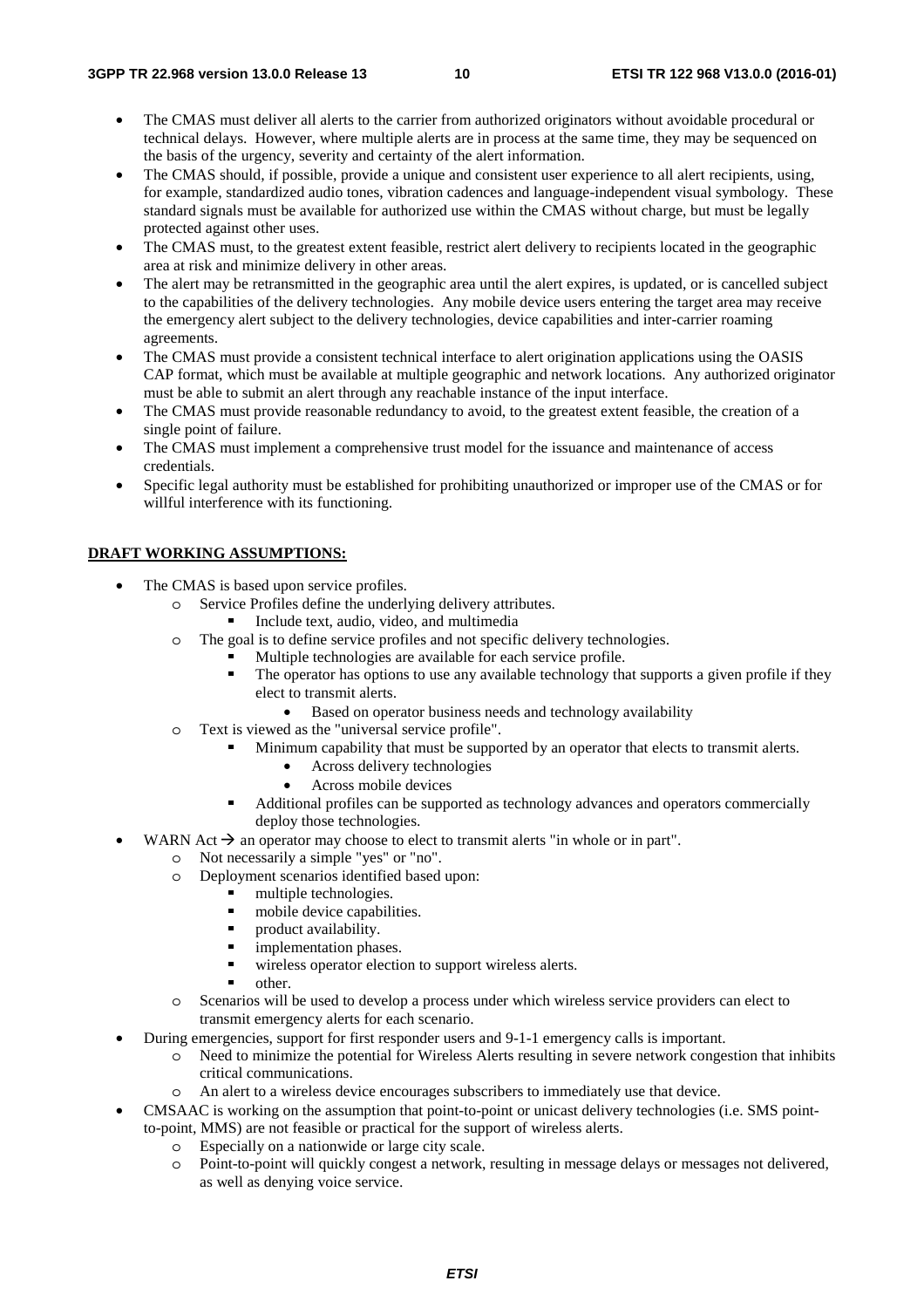- The CMAS must deliver all alerts to the carrier from authorized originators without avoidable procedural or technical delays. However, where multiple alerts are in process at the same time, they may be sequenced on the basis of the urgency, severity and certainty of the alert information.
- The CMAS should, if possible, provide a unique and consistent user experience to all alert recipients, using, for example, standardized audio tones, vibration cadences and language-independent visual symbology. These standard signals must be available for authorized use within the CMAS without charge, but must be legally protected against other uses.
- The CMAS must, to the greatest extent feasible, restrict alert delivery to recipients located in the geographic area at risk and minimize delivery in other areas.
- The alert may be retransmitted in the geographic area until the alert expires, is updated, or is cancelled subject to the capabilities of the delivery technologies. Any mobile device users entering the target area may receive the emergency alert subject to the delivery technologies, device capabilities and inter-carrier roaming agreements.
- The CMAS must provide a consistent technical interface to alert origination applications using the OASIS CAP format, which must be available at multiple geographic and network locations. Any authorized originator must be able to submit an alert through any reachable instance of the input interface.
- The CMAS must provide reasonable redundancy to avoid, to the greatest extent feasible, the creation of a single point of failure.
- The CMAS must implement a comprehensive trust model for the issuance and maintenance of access credentials.
- Specific legal authority must be established for prohibiting unauthorized or improper use of the CMAS or for willful interference with its functioning.

**DRAFT WORKING ASSUMPTIONS:**

- The CMAS is based upon service profiles.
  - Service Profiles define the underlying delivery attributes.
    - Include text, audio, video, and multimedia
  - The goal is to define service profiles and not specific delivery technologies.
    - Multiple technologies are available for each service profile.
    - The operator has options to use any available technology that supports a given profile if they elect to transmit alerts.
      - Based on operator business needs and technology availability
  - Text is viewed as the "universal service profile".
    - Minimum capability that must be supported by an operator that elects to transmit alerts.
      - Across delivery technologies
      - Across mobile devices
    - Additional profiles can be supported as technology advances and operators commercially deploy those technologies.
- WARN Act → an operator may choose to elect to transmit alerts "in whole or in part".
  - Not necessarily a simple "yes" or "no".
  - Deployment scenarios identified based upon:
    - multiple technologies.
    - mobile device capabilities.
    - product availability.
    - implementation phases.
    - wireless operator election to support wireless alerts.
    - other.
  - Scenarios will be used to develop a process under which wireless service providers can elect to transmit emergency alerts for each scenario.
- During emergencies, support for first responder users and 9-1-1 emergency calls is important.
  - Need to minimize the potential for Wireless Alerts resulting in severe network congestion that inhibits critical communications.
  - An alert to a wireless device encourages subscribers to immediately use that device.
- CMSAAC is working on the assumption that point-to-point or unicast delivery technologies (i.e. SMS point-to-point, MMS) are not feasible or practical for the support of wireless alerts.
  - Especially on a nationwide or large city scale.
  - Point-to-point will quickly congest a network, resulting in message delays or messages not delivered, as well as denying voice service.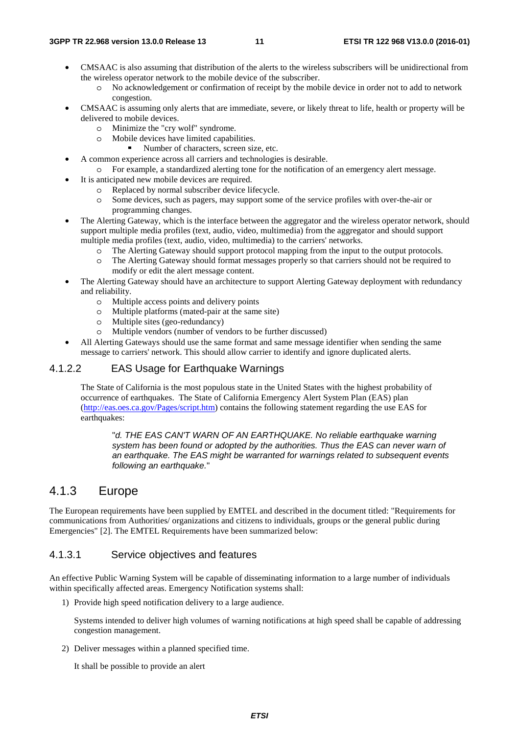- CMSAAC is also assuming that distribution of the alerts to the wireless subscribers will be unidirectional from the wireless operator network to the mobile device of the subscriber.
    - No acknowledgement or confirmation of receipt by the mobile device in order not to add to network congestion.
- CMSAAC is assuming only alerts that are immediate, severe, or likely threat to life, health or property will be delivered to mobile devices.
    - Minimize the "cry wolf" syndrome.
    - Mobile devices have limited capabilities.
        - Number of characters, screen size, etc.
- A common experience across all carriers and technologies is desirable.
    - For example, a standardized alerting tone for the notification of an emergency alert message.
- It is anticipated new mobile devices are required.
    - Replaced by normal subscriber device lifecycle.
    - Some devices, such as pagers, may support some of the service profiles with over-the-air or programming changes.
- The Alerting Gateway, which is the interface between the aggregator and the wireless operator network, should support multiple media profiles (text, audio, video, multimedia) from the aggregator and should support multiple media profiles (text, audio, video, multimedia) to the carriers' networks.
    - The Alerting Gateway should support protocol mapping from the input to the output protocols.
    - The Alerting Gateway should format messages properly so that carriers should not be required to modify or edit the alert message content.
- The Alerting Gateway should have an architecture to support Alerting Gateway deployment with redundancy and reliability.
    - Multiple access points and delivery points
    - Multiple platforms (mated-pair at the same site)
    - Multiple sites (geo-redundancy)
    - Multiple vendors (number of vendors to be further discussed)
- All Alerting Gateways should use the same format and same message identifier when sending the same message to carriers' network. This should allow carrier to identify and ignore duplicated alerts.

#### 4.1.2.2 EAS Usage for Earthquake Warnings

The State of California is the most populous state in the United States with the highest probability of occurrence of earthquakes. The State of California Emergency Alert System Plan (EAS) plan (http://eas.oes.ca.gov/Pages/script.htm) contains the following statement regarding the use EAS for earthquakes:

> "*d. THE EAS CAN'T WARN OF AN EARTHQUAKE. No reliable earthquake warning system has been found or adopted by the authorities. Thus the EAS can never warn of an earthquake. The EAS might be warranted for warnings related to subsequent events following an earthquake.*"

### 4.1.3 Europe

The European requirements have been supplied by EMTEL and described in the document titled: "Requirements for communications from Authorities/ organizations and citizens to individuals, groups or the general public during Emergencies" [2]. The EMTEL Requirements have been summarized below:

#### 4.1.3.1 Service objectives and features

An effective Public Warning System will be capable of disseminating information to a large number of individuals within specifically affected areas. Emergency Notification systems shall:

1) Provide high speed notification delivery to a large audience.

   Systems intended to deliver high volumes of warning notifications at high speed shall be capable of addressing congestion management.

2) Deliver messages within a planned specified time.

   It shall be possible to provide an alert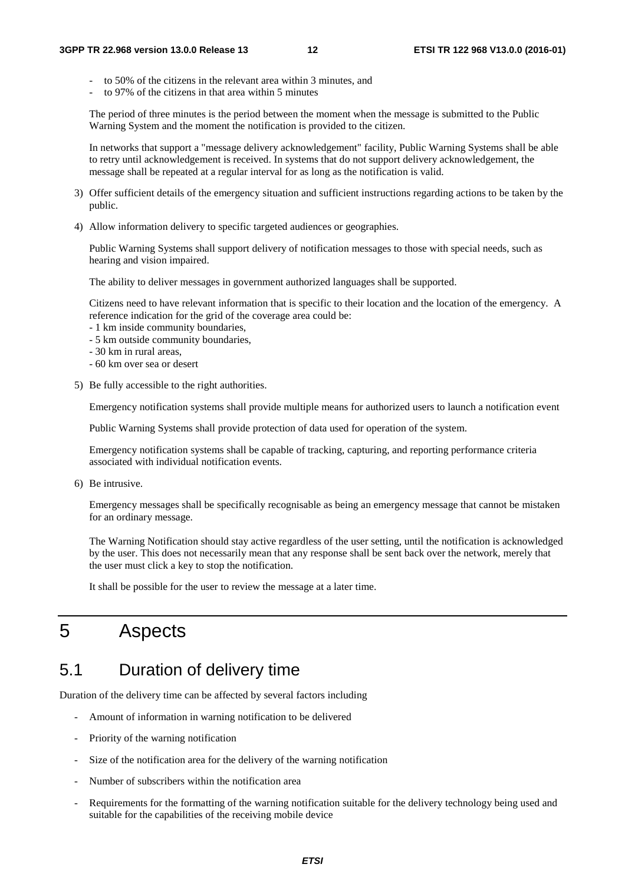- to 50% of the citizens in the relevant area within 3 minutes, and
- to 97% of the citizens in that area within 5 minutes

The period of three minutes is the period between the moment when the message is submitted to the Public Warning System and the moment the notification is provided to the citizen.

In networks that support a "message delivery acknowledgement" facility, Public Warning Systems shall be able to retry until acknowledgement is received. In systems that do not support delivery acknowledgement, the message shall be repeated at a regular interval for as long as the notification is valid.

3) Offer sufficient details of the emergency situation and sufficient instructions regarding actions to be taken by the public.

4) Allow information delivery to specific targeted audiences or geographies.

   Public Warning Systems shall support delivery of notification messages to those with special needs, such as hearing and vision impaired.

   The ability to deliver messages in government authorized languages shall be supported.

   Citizens need to have relevant information that is specific to their location and the location of the emergency. A reference indication for the grid of the coverage area could be:
   - 1 km inside community boundaries,
   - 5 km outside community boundaries,
   - 30 km in rural areas,
   - 60 km over sea or desert

5) Be fully accessible to the right authorities.

   Emergency notification systems shall provide multiple means for authorized users to launch a notification event

   Public Warning Systems shall provide protection of data used for operation of the system.

   Emergency notification systems shall be capable of tracking, capturing, and reporting performance criteria associated with individual notification events.

6) Be intrusive.

   Emergency messages shall be specifically recognisable as being an emergency message that cannot be mistaken for an ordinary message.

   The Warning Notification should stay active regardless of the user setting, until the notification is acknowledged by the user. This does not necessarily mean that any response shall be sent back over the network, merely that the user must click a key to stop the notification.

   It shall be possible for the user to review the message at a later time.

# 5 Aspects

## 5.1 Duration of delivery time

Duration of the delivery time can be affected by several factors including

- Amount of information in warning notification to be delivered
- Priority of the warning notification
- Size of the notification area for the delivery of the warning notification
- Number of subscribers within the notification area
- Requirements for the formatting of the warning notification suitable for the delivery technology being used and suitable for the capabilities of the receiving mobile device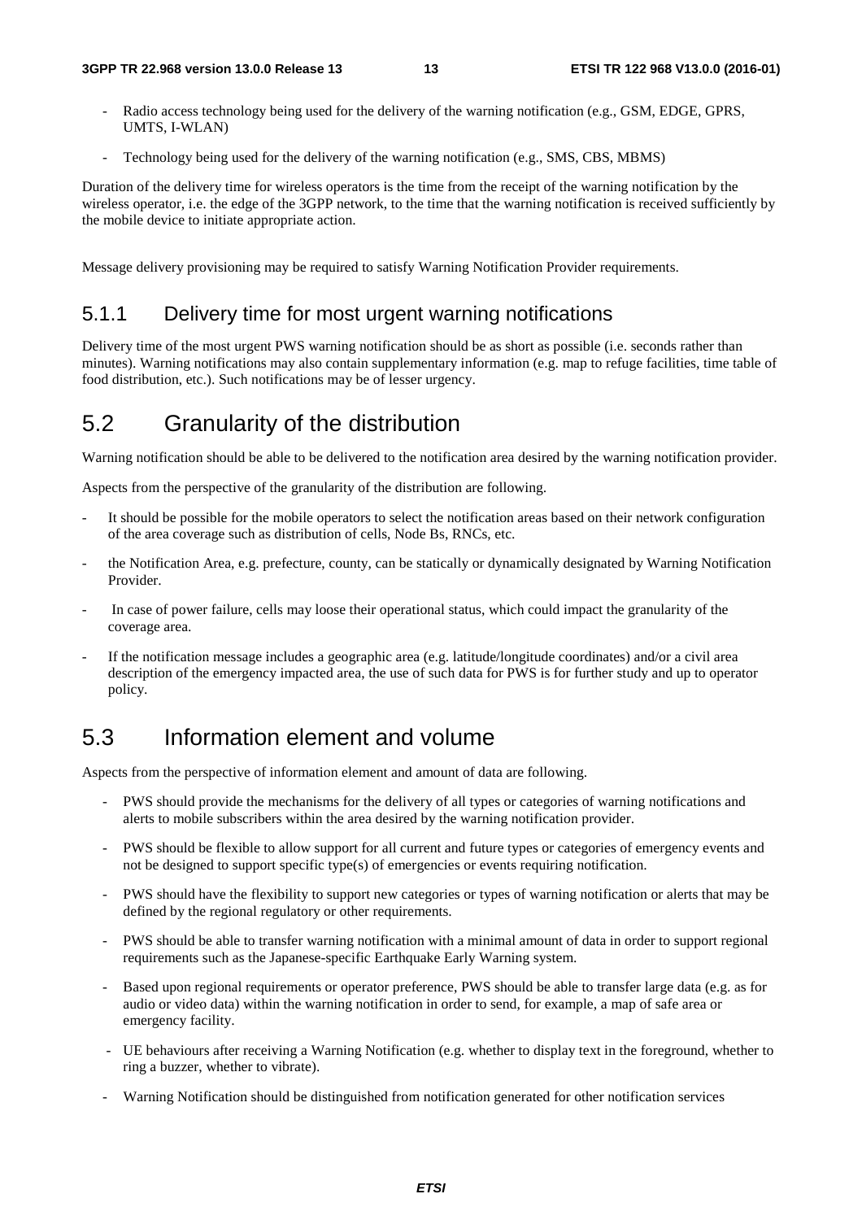- Radio access technology being used for the delivery of the warning notification (e.g., GSM, EDGE, GPRS, UMTS, I-WLAN)
- Technology being used for the delivery of the warning notification (e.g., SMS, CBS, MBMS)

Duration of the delivery time for wireless operators is the time from the receipt of the warning notification by the wireless operator, i.e. the edge of the 3GPP network, to the time that the warning notification is received sufficiently by the mobile device to initiate appropriate action.

Message delivery provisioning may be required to satisfy Warning Notification Provider requirements.

### 5.1.1 Delivery time for most urgent warning notifications

Delivery time of the most urgent PWS warning notification should be as short as possible (i.e. seconds rather than minutes). Warning notifications may also contain supplementary information (e.g. map to refuge facilities, time table of food distribution, etc.). Such notifications may be of lesser urgency.

## 5.2 Granularity of the distribution

Warning notification should be able to be delivered to the notification area desired by the warning notification provider.

Aspects from the perspective of the granularity of the distribution are following.

- It should be possible for the mobile operators to select the notification areas based on their network configuration of the area coverage such as distribution of cells, Node Bs, RNCs, etc.
- the Notification Area, e.g. prefecture, county, can be statically or dynamically designated by Warning Notification Provider.
- In case of power failure, cells may loose their operational status, which could impact the granularity of the coverage area.
- If the notification message includes a geographic area (e.g. latitude/longitude coordinates) and/or a civil area description of the emergency impacted area, the use of such data for PWS is for further study and up to operator policy.

## 5.3 Information element and volume

Aspects from the perspective of information element and amount of data are following.

- PWS should provide the mechanisms for the delivery of all types or categories of warning notifications and alerts to mobile subscribers within the area desired by the warning notification provider.
- PWS should be flexible to allow support for all current and future types or categories of emergency events and not be designed to support specific type(s) of emergencies or events requiring notification.
- PWS should have the flexibility to support new categories or types of warning notification or alerts that may be defined by the regional regulatory or other requirements.
- PWS should be able to transfer warning notification with a minimal amount of data in order to support regional requirements such as the Japanese-specific Earthquake Early Warning system.
- Based upon regional requirements or operator preference, PWS should be able to transfer large data (e.g. as for audio or video data) within the warning notification in order to send, for example, a map of safe area or emergency facility.
- UE behaviours after receiving a Warning Notification (e.g. whether to display text in the foreground, whether to ring a buzzer, whether to vibrate).
- Warning Notification should be distinguished from notification generated for other notification services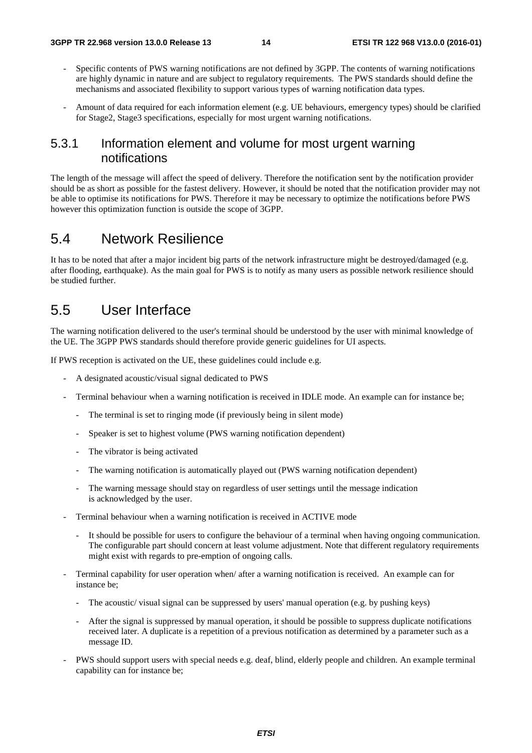- Specific contents of PWS warning notifications are not defined by 3GPP. The contents of warning notifications are highly dynamic in nature and are subject to regulatory requirements. The PWS standards should define the mechanisms and associated flexibility to support various types of warning notification data types.
- Amount of data required for each information element (e.g. UE behaviours, emergency types) should be clarified for Stage2, Stage3 specifications, especially for most urgent warning notifications.

### 5.3.1 Information element and volume for most urgent warning notifications

The length of the message will affect the speed of delivery. Therefore the notification sent by the notification provider should be as short as possible for the fastest delivery. However, it should be noted that the notification provider may not be able to optimise its notifications for PWS. Therefore it may be necessary to optimize the notifications before PWS however this optimization function is outside the scope of 3GPP.

## 5.4 Network Resilience

It has to be noted that after a major incident big parts of the network infrastructure might be destroyed/damaged (e.g. after flooding, earthquake). As the main goal for PWS is to notify as many users as possible network resilience should be studied further.

## 5.5 User Interface

The warning notification delivered to the user's terminal should be understood by the user with minimal knowledge of the UE. The 3GPP PWS standards should therefore provide generic guidelines for UI aspects.

If PWS reception is activated on the UE, these guidelines could include e.g.

- A designated acoustic/visual signal dedicated to PWS
- Terminal behaviour when a warning notification is received in IDLE mode. An example can for instance be;
  - The terminal is set to ringing mode (if previously being in silent mode)
  - Speaker is set to highest volume (PWS warning notification dependent)
  - The vibrator is being activated
  - The warning notification is automatically played out (PWS warning notification dependent)
  - The warning message should stay on regardless of user settings until the message indication is acknowledged by the user.
- Terminal behaviour when a warning notification is received in ACTIVE mode
  - It should be possible for users to configure the behaviour of a terminal when having ongoing communication. The configurable part should concern at least volume adjustment. Note that different regulatory requirements might exist with regards to pre-emption of ongoing calls.
- Terminal capability for user operation when/ after a warning notification is received. An example can for instance be;
  - The acoustic/ visual signal can be suppressed by users' manual operation (e.g. by pushing keys)
  - After the signal is suppressed by manual operation, it should be possible to suppress duplicate notifications received later. A duplicate is a repetition of a previous notification as determined by a parameter such as a message ID.
- PWS should support users with special needs e.g. deaf, blind, elderly people and children. An example terminal capability can for instance be;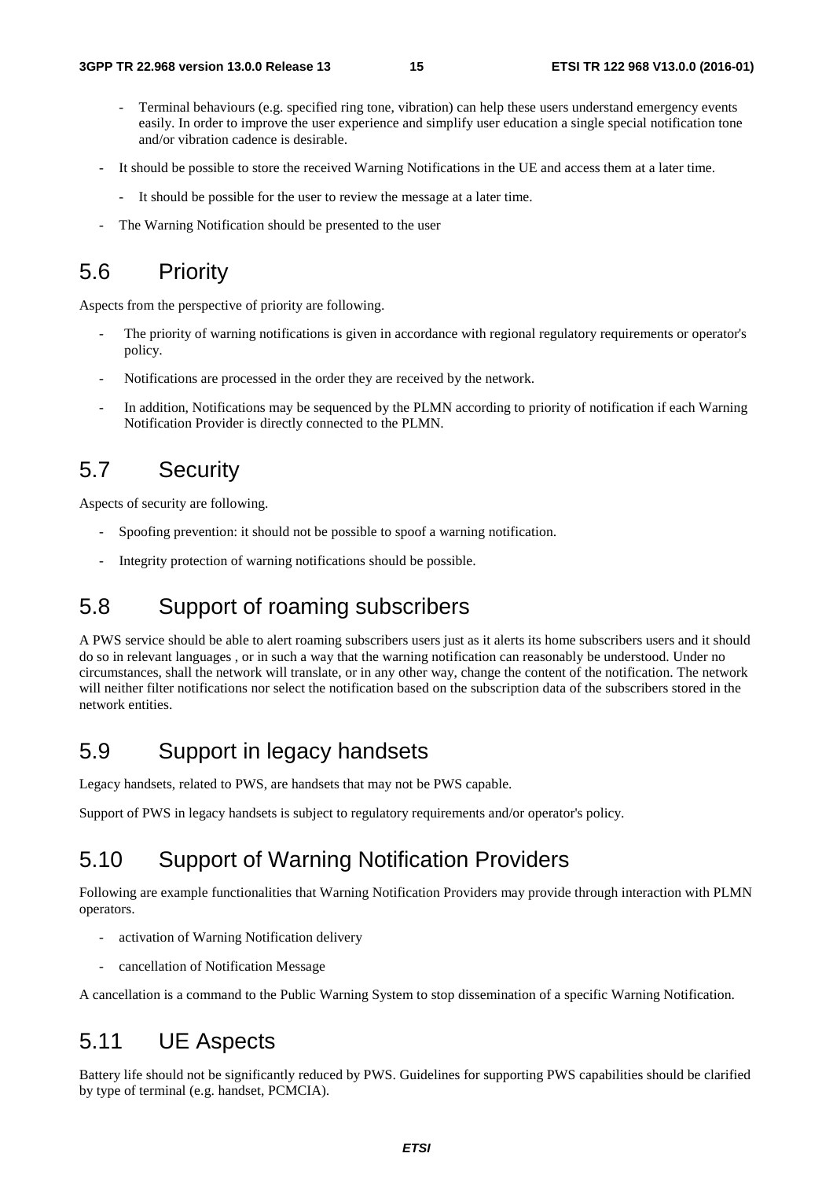- Terminal behaviours (e.g. specified ring tone, vibration) can help these users understand emergency events easily. In order to improve the user experience and simplify user education a single special notification tone and/or vibration cadence is desirable.

- It should be possible to store the received Warning Notifications in the UE and access them at a later time.
  - It should be possible for the user to review the message at a later time.
- The Warning Notification should be presented to the user

## 5.6 Priority

Aspects from the perspective of priority are following.

- The priority of warning notifications is given in accordance with regional regulatory requirements or operator's policy.
- Notifications are processed in the order they are received by the network.
- In addition, Notifications may be sequenced by the PLMN according to priority of notification if each Warning Notification Provider is directly connected to the PLMN.

## 5.7 Security

Aspects of security are following.

- Spoofing prevention: it should not be possible to spoof a warning notification.
- Integrity protection of warning notifications should be possible.

## 5.8 Support of roaming subscribers

A PWS service should be able to alert roaming subscribers users just as it alerts its home subscribers users and it should do so in relevant languages , or in such a way that the warning notification can reasonably be understood. Under no circumstances, shall the network will translate, or in any other way, change the content of the notification. The network will neither filter notifications nor select the notification based on the subscription data of the subscribers stored in the network entities.

## 5.9 Support in legacy handsets

Legacy handsets, related to PWS, are handsets that may not be PWS capable.

Support of PWS in legacy handsets is subject to regulatory requirements and/or operator's policy.

## 5.10 Support of Warning Notification Providers

Following are example functionalities that Warning Notification Providers may provide through interaction with PLMN operators.

- activation of Warning Notification delivery
- cancellation of Notification Message

A cancellation is a command to the Public Warning System to stop dissemination of a specific Warning Notification.

## 5.11 UE Aspects

Battery life should not be significantly reduced by PWS. Guidelines for supporting PWS capabilities should be clarified by type of terminal (e.g. handset, PCMCIA).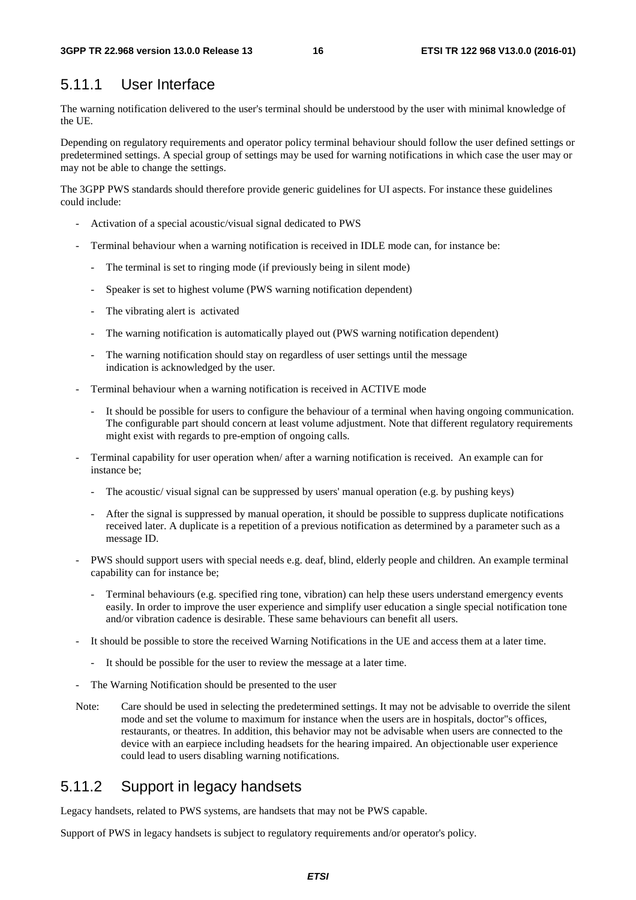### 5.11.1 User Interface

The warning notification delivered to the user's terminal should be understood by the user with minimal knowledge of the UE.

Depending on regulatory requirements and operator policy terminal behaviour should follow the user defined settings or predetermined settings. A special group of settings may be used for warning notifications in which case the user may or may not be able to change the settings.

The 3GPP PWS standards should therefore provide generic guidelines for UI aspects. For instance these guidelines could include:

- Activation of a special acoustic/visual signal dedicated to PWS
- Terminal behaviour when a warning notification is received in IDLE mode can, for instance be:
  - The terminal is set to ringing mode (if previously being in silent mode)
  - Speaker is set to highest volume (PWS warning notification dependent)
  - The vibrating alert is activated
  - The warning notification is automatically played out (PWS warning notification dependent)
  - The warning notification should stay on regardless of user settings until the message indication is acknowledged by the user.
- Terminal behaviour when a warning notification is received in ACTIVE mode
  - It should be possible for users to configure the behaviour of a terminal when having ongoing communication. The configurable part should concern at least volume adjustment. Note that different regulatory requirements might exist with regards to pre-emption of ongoing calls.
- Terminal capability for user operation when/ after a warning notification is received. An example can for instance be;
  - The acoustic/ visual signal can be suppressed by users' manual operation (e.g. by pushing keys)
  - After the signal is suppressed by manual operation, it should be possible to suppress duplicate notifications received later. A duplicate is a repetition of a previous notification as determined by a parameter such as a message ID.
- PWS should support users with special needs e.g. deaf, blind, elderly people and children. An example terminal capability can for instance be;
  - Terminal behaviours (e.g. specified ring tone, vibration) can help these users understand emergency events easily. In order to improve the user experience and simplify user education a single special notification tone and/or vibration cadence is desirable. These same behaviours can benefit all users.
- It should be possible to store the received Warning Notifications in the UE and access them at a later time.
  - It should be possible for the user to review the message at a later time.
- The Warning Notification should be presented to the user

Note: Care should be used in selecting the predetermined settings. It may not be advisable to override the silent mode and set the volume to maximum for instance when the users are in hospitals, doctor"s offices, restaurants, or theatres. In addition, this behavior may not be advisable when users are connected to the device with an earpiece including headsets for the hearing impaired. An objectionable user experience could lead to users disabling warning notifications.

### 5.11.2 Support in legacy handsets

Legacy handsets, related to PWS systems, are handsets that may not be PWS capable.

Support of PWS in legacy handsets is subject to regulatory requirements and/or operator's policy.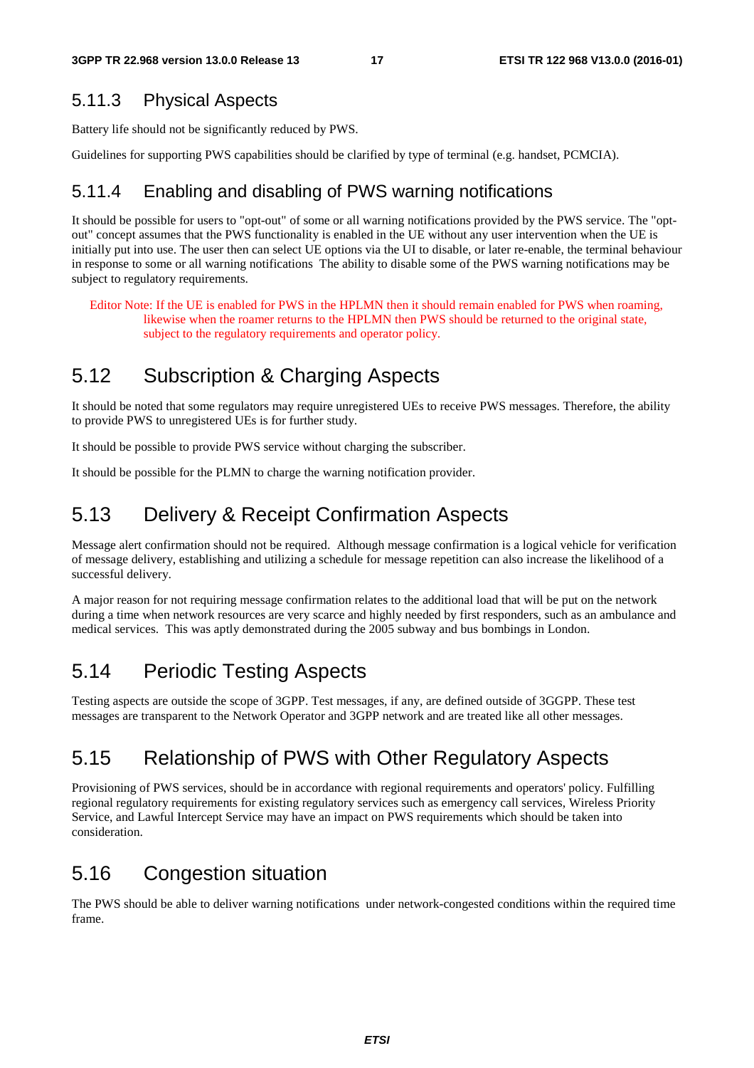### 5.11.3 Physical Aspects

Battery life should not be significantly reduced by PWS.

Guidelines for supporting PWS capabilities should be clarified by type of terminal (e.g. handset, PCMCIA).

### 5.11.4 Enabling and disabling of PWS warning notifications

It should be possible for users to "opt-out" of some or all warning notifications provided by the PWS service. The "opt-out" concept assumes that the PWS functionality is enabled in the UE without any user intervention when the UE is initially put into use. The user then can select UE options via the UI to disable, or later re-enable, the terminal behaviour in response to some or all warning notifications The ability to disable some of the PWS warning notifications may be subject to regulatory requirements.

Editor Note: If the UE is enabled for PWS in the HPLMN then it should remain enabled for PWS when roaming, likewise when the roamer returns to the HPLMN then PWS should be returned to the original state, subject to the regulatory requirements and operator policy.

## 5.12 Subscription & Charging Aspects

It should be noted that some regulators may require unregistered UEs to receive PWS messages. Therefore, the ability to provide PWS to unregistered UEs is for further study.

It should be possible to provide PWS service without charging the subscriber.

It should be possible for the PLMN to charge the warning notification provider.

## 5.13 Delivery & Receipt Confirmation Aspects

Message alert confirmation should not be required. Although message confirmation is a logical vehicle for verification of message delivery, establishing and utilizing a schedule for message repetition can also increase the likelihood of a successful delivery.

A major reason for not requiring message confirmation relates to the additional load that will be put on the network during a time when network resources are very scarce and highly needed by first responders, such as an ambulance and medical services. This was aptly demonstrated during the 2005 subway and bus bombings in London.

## 5.14 Periodic Testing Aspects

Testing aspects are outside the scope of 3GPP. Test messages, if any, are defined outside of 3GGPP. These test messages are transparent to the Network Operator and 3GPP network and are treated like all other messages.

## 5.15 Relationship of PWS with Other Regulatory Aspects

Provisioning of PWS services, should be in accordance with regional requirements and operators' policy. Fulfilling regional regulatory requirements for existing regulatory services such as emergency call services, Wireless Priority Service, and Lawful Intercept Service may have an impact on PWS requirements which should be taken into consideration.

## 5.16 Congestion situation

The PWS should be able to deliver warning notifications under network-congested conditions within the required time frame.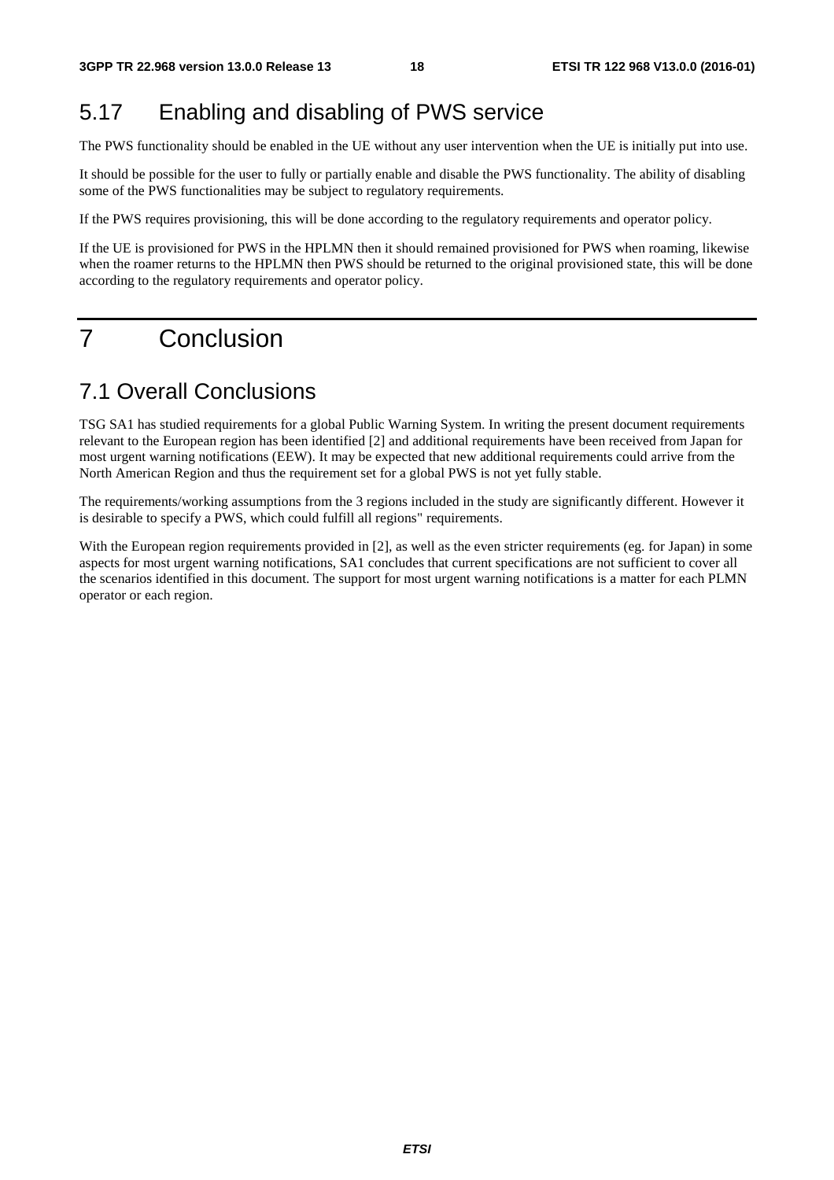## 5.17 Enabling and disabling of PWS service

The PWS functionality should be enabled in the UE without any user intervention when the UE is initially put into use.

It should be possible for the user to fully or partially enable and disable the PWS functionality. The ability of disabling some of the PWS functionalities may be subject to regulatory requirements.

If the PWS requires provisioning, this will be done according to the regulatory requirements and operator policy.

If the UE is provisioned for PWS in the HPLMN then it should remained provisioned for PWS when roaming, likewise when the roamer returns to the HPLMN then PWS should be returned to the original provisioned state, this will be done according to the regulatory requirements and operator policy.

# 7 Conclusion

## 7.1 Overall Conclusions

TSG SA1 has studied requirements for a global Public Warning System. In writing the present document requirements relevant to the European region has been identified [2] and additional requirements have been received from Japan for most urgent warning notifications (EEW). It may be expected that new additional requirements could arrive from the North American Region and thus the requirement set for a global PWS is not yet fully stable.

The requirements/working assumptions from the 3 regions included in the study are significantly different. However it is desirable to specify a PWS, which could fulfill all regions" requirements.

With the European region requirements provided in [2], as well as the even stricter requirements (eg. for Japan) in some aspects for most urgent warning notifications, SA1 concludes that current specifications are not sufficient to cover all the scenarios identified in this document. The support for most urgent warning notifications is a matter for each PLMN operator or each region.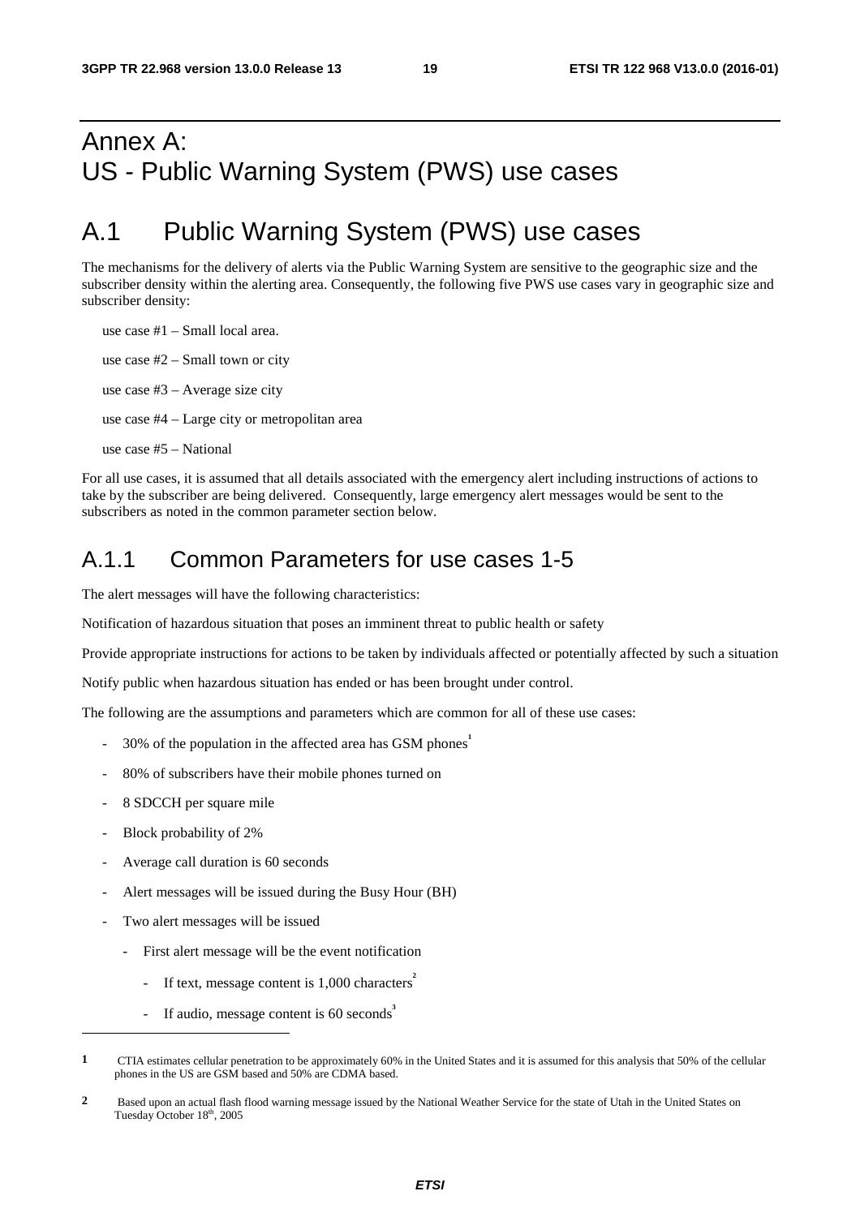# Annex A: US - Public Warning System (PWS) use cases

# A.1 Public Warning System (PWS) use cases

The mechanisms for the delivery of alerts via the Public Warning System are sensitive to the geographic size and the subscriber density within the alerting area. Consequently, the following five PWS use cases vary in geographic size and subscriber density:

use case #1 – Small local area.

use case #2 – Small town or city

use case #3 – Average size city

use case #4 – Large city or metropolitan area

use case #5 – National

For all use cases, it is assumed that all details associated with the emergency alert including instructions of actions to take by the subscriber are being delivered. Consequently, large emergency alert messages would be sent to the subscribers as noted in the common parameter section below.

## A.1.1 Common Parameters for use cases 1-5

The alert messages will have the following characteristics:

Notification of hazardous situation that poses an imminent threat to public health or safety

Provide appropriate instructions for actions to be taken by individuals affected or potentially affected by such a situation

Notify public when hazardous situation has ended or has been brought under control.

The following are the assumptions and parameters which are common for all of these use cases:

- 30% of the population in the affected area has GSM phones[1]
- 80% of subscribers have their mobile phones turned on
- 8 SDCCH per square mile
- Block probability of 2%
- Average call duration is 60 seconds
- Alert messages will be issued during the Busy Hour (BH)
- Two alert messages will be issued
  - First alert message will be the event notification
    - If text, message content is 1,000 characters[2]
    - If audio, message content is 60 seconds[3]

---

[1] CTIA estimates cellular penetration to be approximately 60% in the United States and it is assumed for this analysis that 50% of the cellular phones in the US are GSM based and 50% are CDMA based.

[2] Based upon an actual flash flood warning message issued by the National Weather Service for the state of Utah in the United States on Tuesday October 18th, 2005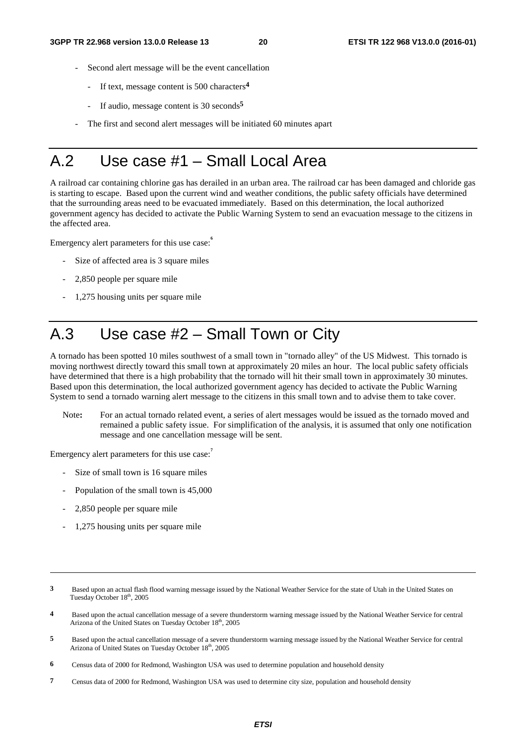- Second alert message will be the event cancellation
  - If text, message content is 500 characters[4]
  - If audio, message content is 30 seconds[5]
- The first and second alert messages will be initiated 60 minutes apart

# A.2 Use case #1 – Small Local Area

A railroad car containing chlorine gas has derailed in an urban area. The railroad car has been damaged and chloride gas is starting to escape. Based upon the current wind and weather conditions, the public safety officials have determined that the surrounding areas need to be evacuated immediately. Based on this determination, the local authorized government agency has decided to activate the Public Warning System to send an evacuation message to the citizens in the affected area.

Emergency alert parameters for this use case:[6]

- Size of affected area is 3 square miles
- 2,850 people per square mile
- 1,275 housing units per square mile

# A.3 Use case #2 – Small Town or City

A tornado has been spotted 10 miles southwest of a small town in "tornado alley" of the US Midwest. This tornado is moving northwest directly toward this small town at approximately 20 miles an hour. The local public safety officials have determined that there is a high probability that the tornado will hit their small town in approximately 30 minutes. Based upon this determination, the local authorized government agency has decided to activate the Public Warning System to send a tornado warning alert message to the citizens in this small town and to advise them to take cover.

> Note**:** For an actual tornado related event, a series of alert messages would be issued as the tornado moved and remained a public safety issue. For simplification of the analysis, it is assumed that only one notification message and one cancellation message will be sent.

Emergency alert parameters for this use case:[7]

- Size of small town is 16 square miles
- Population of the small town is 45,000
- 2,850 people per square mile
- 1,275 housing units per square mile

---

**3** Based upon an actual flash flood warning message issued by the National Weather Service for the state of Utah in the United States on Tuesday October 18th, 2005

**4** Based upon the actual cancellation message of a severe thunderstorm warning message issued by the National Weather Service for central Arizona of the United States on Tuesday October 18th, 2005

**5** Based upon the actual cancellation message of a severe thunderstorm warning message issued by the National Weather Service for central Arizona of United States on Tuesday October 18th, 2005

**6** Census data of 2000 for Redmond, Washington USA was used to determine population and household density

**7** Census data of 2000 for Redmond, Washington USA was used to determine city size, population and household density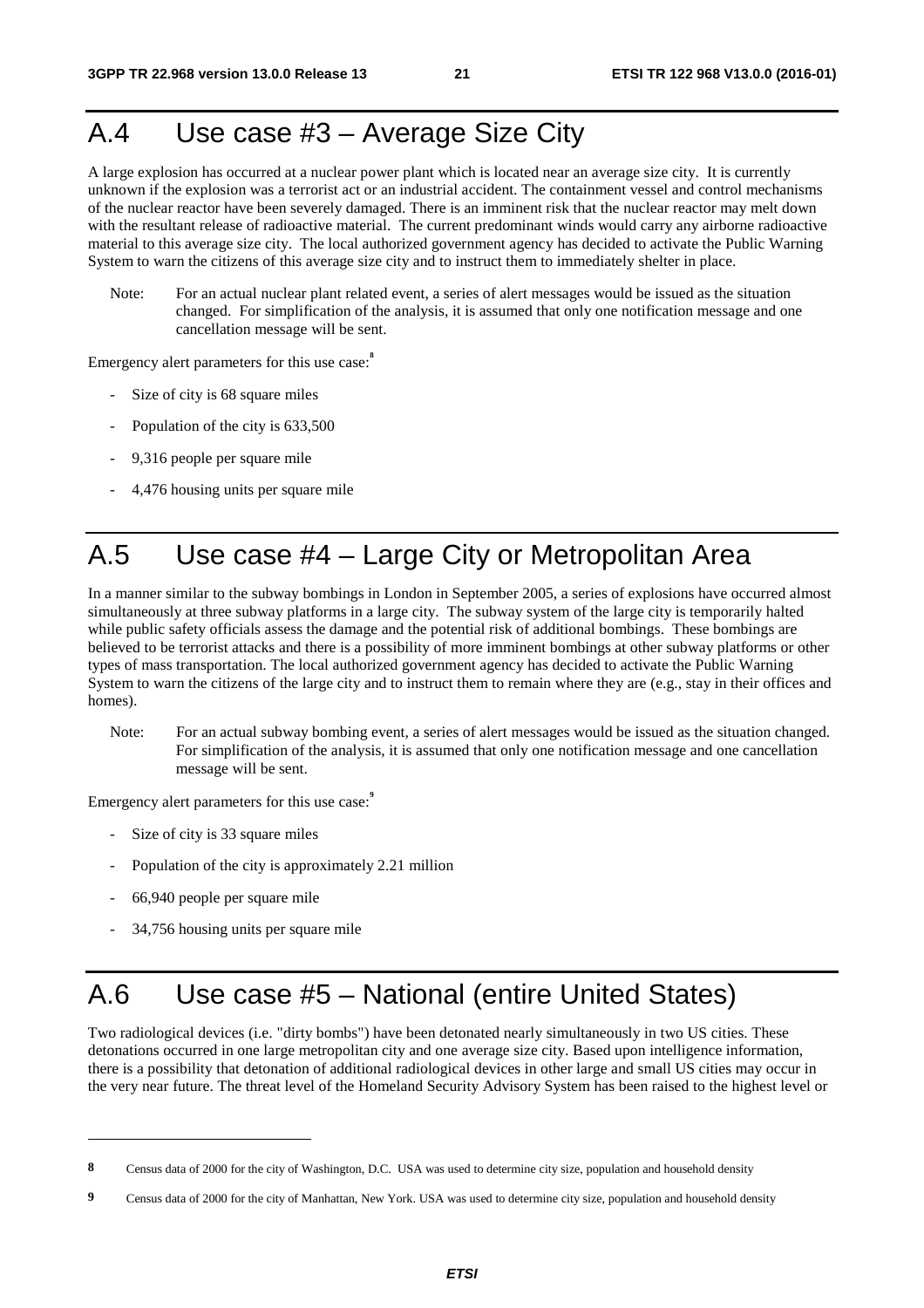# A.4 Use case #3 – Average Size City

A large explosion has occurred at a nuclear power plant which is located near an average size city. It is currently unknown if the explosion was a terrorist act or an industrial accident. The containment vessel and control mechanisms of the nuclear reactor have been severely damaged. There is an imminent risk that the nuclear reactor may melt down with the resultant release of radioactive material. The current predominant winds would carry any airborne radioactive material to this average size city. The local authorized government agency has decided to activate the Public Warning System to warn the citizens of this average size city and to instruct them to immediately shelter in place.

Note: For an actual nuclear plant related event, a series of alert messages would be issued as the situation changed. For simplification of the analysis, it is assumed that only one notification message and one cancellation message will be sent.

Emergency alert parameters for this use case:[8]

- Size of city is 68 square miles
- Population of the city is 633,500
- 9,316 people per square mile
- 4,476 housing units per square mile

# A.5 Use case #4 – Large City or Metropolitan Area

In a manner similar to the subway bombings in London in September 2005, a series of explosions have occurred almost simultaneously at three subway platforms in a large city. The subway system of the large city is temporarily halted while public safety officials assess the damage and the potential risk of additional bombings. These bombings are believed to be terrorist attacks and there is a possibility of more imminent bombings at other subway platforms or other types of mass transportation. The local authorized government agency has decided to activate the Public Warning System to warn the citizens of the large city and to instruct them to remain where they are (e.g., stay in their offices and homes).

Note: For an actual subway bombing event, a series of alert messages would be issued as the situation changed. For simplification of the analysis, it is assumed that only one notification message and one cancellation message will be sent.

Emergency alert parameters for this use case:[9]

- Size of city is 33 square miles
- Population of the city is approximately 2.21 million
- 66,940 people per square mile
- 34,756 housing units per square mile

# A.6 Use case #5 – National (entire United States)

Two radiological devices (i.e. "dirty bombs") have been detonated nearly simultaneously in two US cities. These detonations occurred in one large metropolitan city and one average size city. Based upon intelligence information, there is a possibility that detonation of additional radiological devices in other large and small US cities may occur in the very near future. The threat level of the Homeland Security Advisory System has been raised to the highest level or

---

[8] Census data of 2000 for the city of Washington, D.C. USA was used to determine city size, population and household density

[9] Census data of 2000 for the city of Manhattan, New York. USA was used to determine city size, population and household density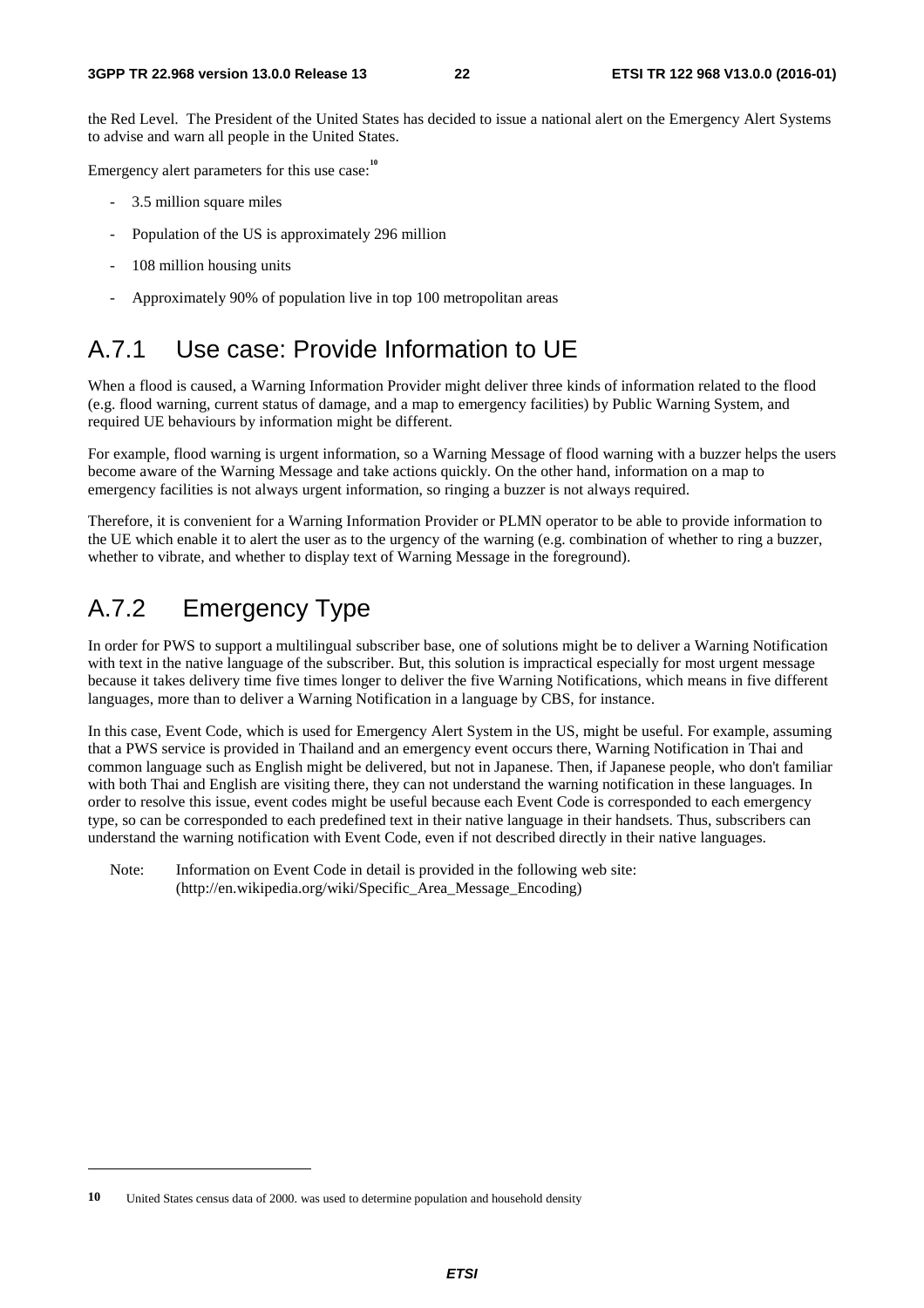the Red Level. The President of the United States has decided to issue a national alert on the Emergency Alert Systems to advise and warn all people in the United States.

Emergency alert parameters for this use case:[10]

- 3.5 million square miles
- Population of the US is approximately 296 million
- 108 million housing units
- Approximately 90% of population live in top 100 metropolitan areas

## A.7.1 Use case: Provide Information to UE

When a flood is caused, a Warning Information Provider might deliver three kinds of information related to the flood (e.g. flood warning, current status of damage, and a map to emergency facilities) by Public Warning System, and required UE behaviours by information might be different.

For example, flood warning is urgent information, so a Warning Message of flood warning with a buzzer helps the users become aware of the Warning Message and take actions quickly. On the other hand, information on a map to emergency facilities is not always urgent information, so ringing a buzzer is not always required.

Therefore, it is convenient for a Warning Information Provider or PLMN operator to be able to provide information to the UE which enable it to alert the user as to the urgency of the warning (e.g. combination of whether to ring a buzzer, whether to vibrate, and whether to display text of Warning Message in the foreground).

## A.7.2 Emergency Type

In order for PWS to support a multilingual subscriber base, one of solutions might be to deliver a Warning Notification with text in the native language of the subscriber. But, this solution is impractical especially for most urgent message because it takes delivery time five times longer to deliver the five Warning Notifications, which means in five different languages, more than to deliver a Warning Notification in a language by CBS, for instance.

In this case, Event Code, which is used for Emergency Alert System in the US, might be useful. For example, assuming that a PWS service is provided in Thailand and an emergency event occurs there, Warning Notification in Thai and common language such as English might be delivered, but not in Japanese. Then, if Japanese people, who don't familiar with both Thai and English are visiting there, they can not understand the warning notification in these languages. In order to resolve this issue, event codes might be useful because each Event Code is corresponded to each emergency type, so can be corresponded to each predefined text in their native language in their handsets. Thus, subscribers can understand the warning notification with Event Code, even if not described directly in their native languages.

Note: Information on Event Code in detail is provided in the following web site: (http://en.wikipedia.org/wiki/Specific_Area_Message_Encoding)

---

[10] United States census data of 2000. was used to determine population and household density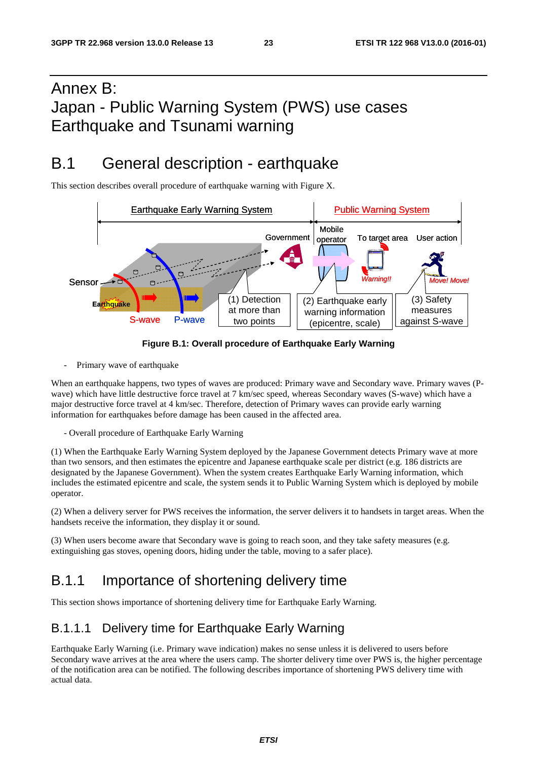# Annex B: Japan - Public Warning System (PWS) use cases Earthquake and Tsunami warning

## B.1 General description - earthquake

This section describes overall procedure of earthquake warning with Figure X.

**Figure B.1: Overall procedure of Earthquake Early Warning**

- Primary wave of earthquake

When an earthquake happens, two types of waves are produced: Primary wave and Secondary wave. Primary waves (P-wave) which have little destructive force travel at 7 km/sec speed, whereas Secondary waves (S-wave) which have a major destructive force travel at 4 km/sec. Therefore, detection of Primary waves can provide early warning information for earthquakes before damage has been caused in the affected area.

- Overall procedure of Earthquake Early Warning

(1) When the Earthquake Early Warning System deployed by the Japanese Government detects Primary wave at more than two sensors, and then estimates the epicentre and Japanese earthquake scale per district (e.g. 186 districts are designated by the Japanese Government). When the system creates Earthquake Early Warning information, which includes the estimated epicentre and scale, the system sends it to Public Warning System which is deployed by mobile operator.

(2) When a delivery server for PWS receives the information, the server delivers it to handsets in target areas. When the handsets receive the information, they display it or sound.

(3) When users become aware that Secondary wave is going to reach soon, and they take safety measures (e.g. extinguishing gas stoves, opening doors, hiding under the table, moving to a safer place).

### B.1.1 Importance of shortening delivery time

This section shows importance of shortening delivery time for Earthquake Early Warning.

#### B.1.1.1 Delivery time for Earthquake Early Warning

Earthquake Early Warning (i.e. Primary wave indication) makes no sense unless it is delivered to users before Secondary wave arrives at the area where the users camp. The shorter delivery time over PWS is, the higher percentage of the notification area can be notified. The following describes importance of shortening PWS delivery time with actual data.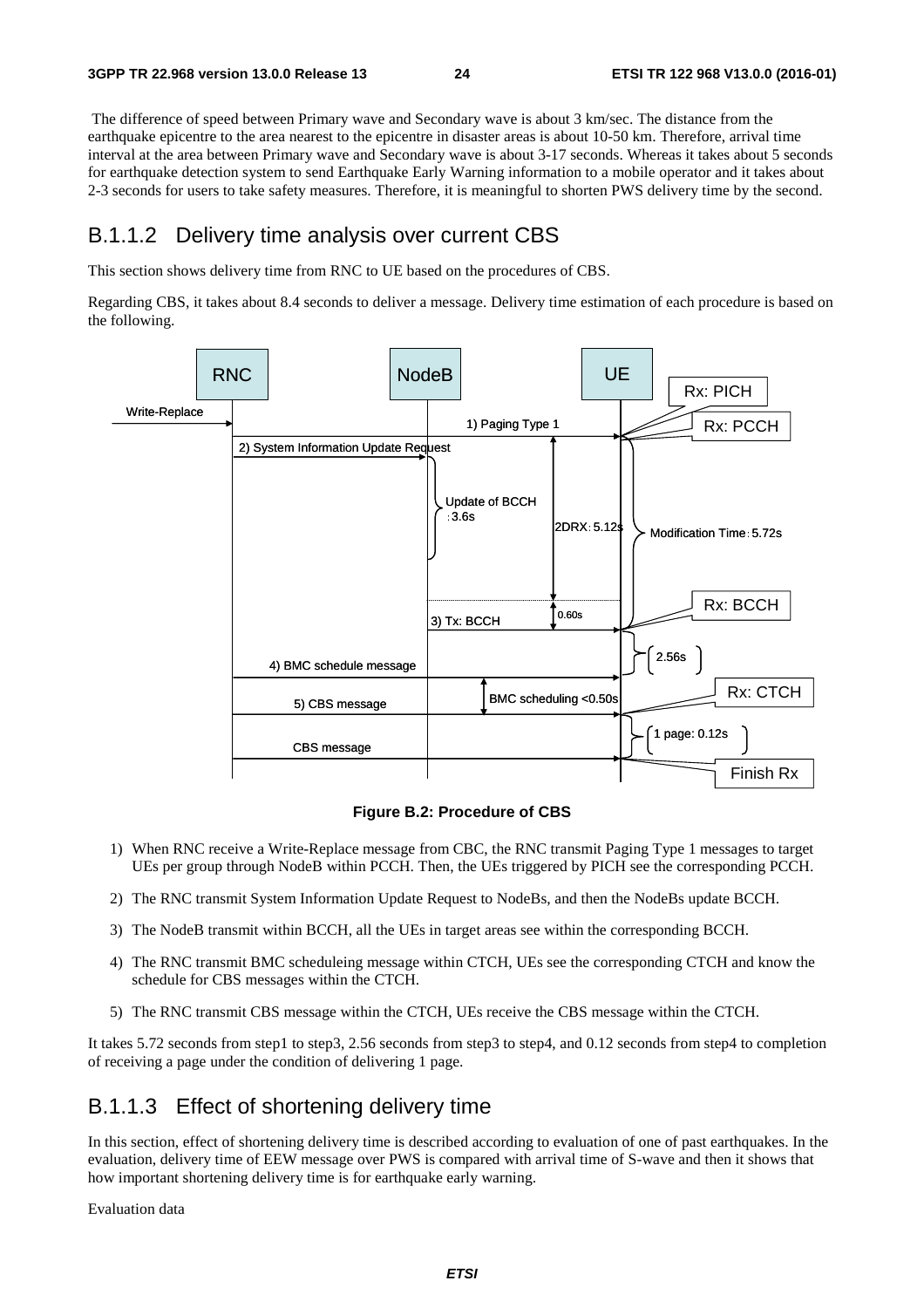The difference of speed between Primary wave and Secondary wave is about 3 km/sec. The distance from the earthquake epicentre to the area nearest to the epicentre in disaster areas is about 10-50 km. Therefore, arrival time interval at the area between Primary wave and Secondary wave is about 3-17 seconds. Whereas it takes about 5 seconds for earthquake detection system to send Earthquake Early Warning information to a mobile operator and it takes about 2-3 seconds for users to take safety measures. Therefore, it is meaningful to shorten PWS delivery time by the second.

## B.1.1.2 Delivery time analysis over current CBS

This section shows delivery time from RNC to UE based on the procedures of CBS.

Regarding CBS, it takes about 8.4 seconds to deliver a message. Delivery time estimation of each procedure is based on the following.

**Figure B.2: Procedure of CBS**

1) When RNC receive a Write-Replace message from CBC, the RNC transmit Paging Type 1 messages to target UEs per group through NodeB within PCCH. Then, the UEs triggered by PICH see the corresponding PCCH.
2) The RNC transmit System Information Update Request to NodeBs, and then the NodeBs update BCCH.
3) The NodeB transmit within BCCH, all the UEs in target areas see within the corresponding BCCH.
4) The RNC transmit BMC scheduleing message within CTCH, UEs see the corresponding CTCH and know the schedule for CBS messages within the CTCH.
5) The RNC transmit CBS message within the CTCH, UEs receive the CBS message within the CTCH.

It takes 5.72 seconds from step1 to step3, 2.56 seconds from step3 to step4, and 0.12 seconds from step4 to completion of receiving a page under the condition of delivering 1 page.

## B.1.1.3 Effect of shortening delivery time

In this section, effect of shortening delivery time is described according to evaluation of one of past earthquakes. In the evaluation, delivery time of EEW message over PWS is compared with arrival time of S-wave and then it shows that how important shortening delivery time is for earthquake early warning.

Evaluation data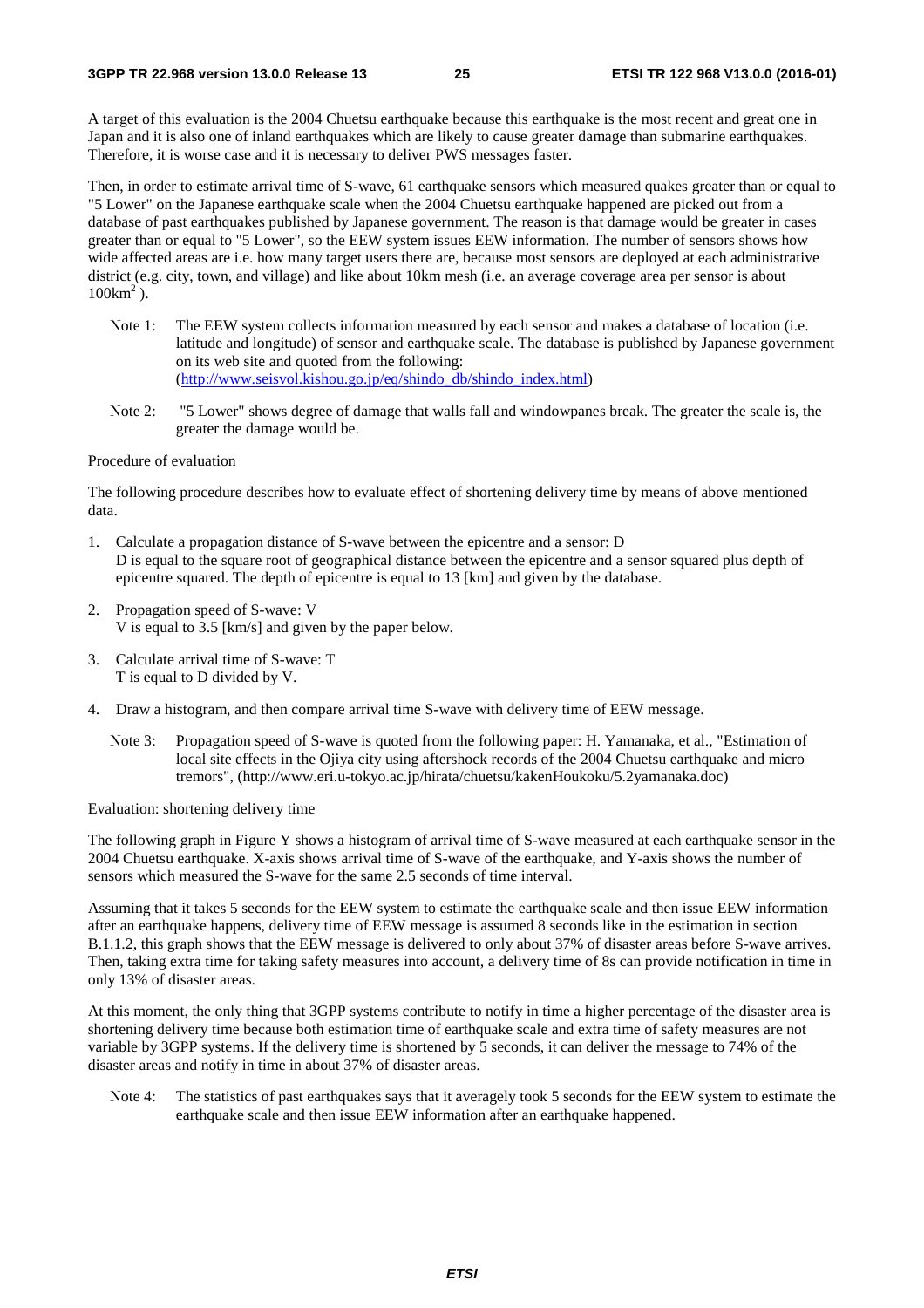A target of this evaluation is the 2004 Chuetsu earthquake because this earthquake is the most recent and great one in Japan and it is also one of inland earthquakes which are likely to cause greater damage than submarine earthquakes. Therefore, it is worse case and it is necessary to deliver PWS messages faster.

Then, in order to estimate arrival time of S-wave, 61 earthquake sensors which measured quakes greater than or equal to "5 Lower" on the Japanese earthquake scale when the 2004 Chuetsu earthquake happened are picked out from a database of past earthquakes published by Japanese government. The reason is that damage would be greater in cases greater than or equal to "5 Lower", so the EEW system issues EEW information. The number of sensors shows how wide affected areas are i.e. how many target users there are, because most sensors are deployed at each administrative district (e.g. city, town, and village) and like about 10km mesh (i.e. an average coverage area per sensor is about $100km^2$ ).

Note 1: The EEW system collects information measured by each sensor and makes a database of location (i.e. latitude and longitude) of sensor and earthquake scale. The database is published by Japanese government on its web site and quoted from the following: (http://www.seisvol.kishou.go.jp/eq/shindo_db/shindo_index.html)

Note 2: "5 Lower" shows degree of damage that walls fall and windowpanes break. The greater the scale is, the greater the damage would be.

Procedure of evaluation

The following procedure describes how to evaluate effect of shortening delivery time by means of above mentioned data.

1. Calculate a propagation distance of S-wave between the epicentre and a sensor: D
   D is equal to the square root of geographical distance between the epicentre and a sensor squared plus depth of epicentre squared. The depth of epicentre is equal to 13 [km] and given by the database.
2. Propagation speed of S-wave: V
   V is equal to 3.5 [km/s] and given by the paper below.
3. Calculate arrival time of S-wave: T
   T is equal to D divided by V.
4. Draw a histogram, and then compare arrival time S-wave with delivery time of EEW message.

   Note 3: Propagation speed of S-wave is quoted from the following paper: H. Yamanaka, et al., "Estimation of local site effects in the Ojiya city using aftershock records of the 2004 Chuetsu earthquake and micro tremors", (http://www.eri.u-tokyo.ac.jp/hirata/chuetsu/kakenHoukoku/5.2yamanaka.doc)

Evaluation: shortening delivery time

The following graph in Figure Y shows a histogram of arrival time of S-wave measured at each earthquake sensor in the 2004 Chuetsu earthquake. X-axis shows arrival time of S-wave of the earthquake, and Y-axis shows the number of sensors which measured the S-wave for the same 2.5 seconds of time interval.

Assuming that it takes 5 seconds for the EEW system to estimate the earthquake scale and then issue EEW information after an earthquake happens, delivery time of EEW message is assumed 8 seconds like in the estimation in section B.1.1.2, this graph shows that the EEW message is delivered to only about 37% of disaster areas before S-wave arrives. Then, taking extra time for taking safety measures into account, a delivery time of 8s can provide notification in time in only 13% of disaster areas.

At this moment, the only thing that 3GPP systems contribute to notify in time a higher percentage of the disaster area is shortening delivery time because both estimation time of earthquake scale and extra time of safety measures are not variable by 3GPP systems. If the delivery time is shortened by 5 seconds, it can deliver the message to 74% of the disaster areas and notify in time in about 37% of disaster areas.

Note 4: The statistics of past earthquakes says that it averagely took 5 seconds for the EEW system to estimate the earthquake scale and then issue EEW information after an earthquake happened.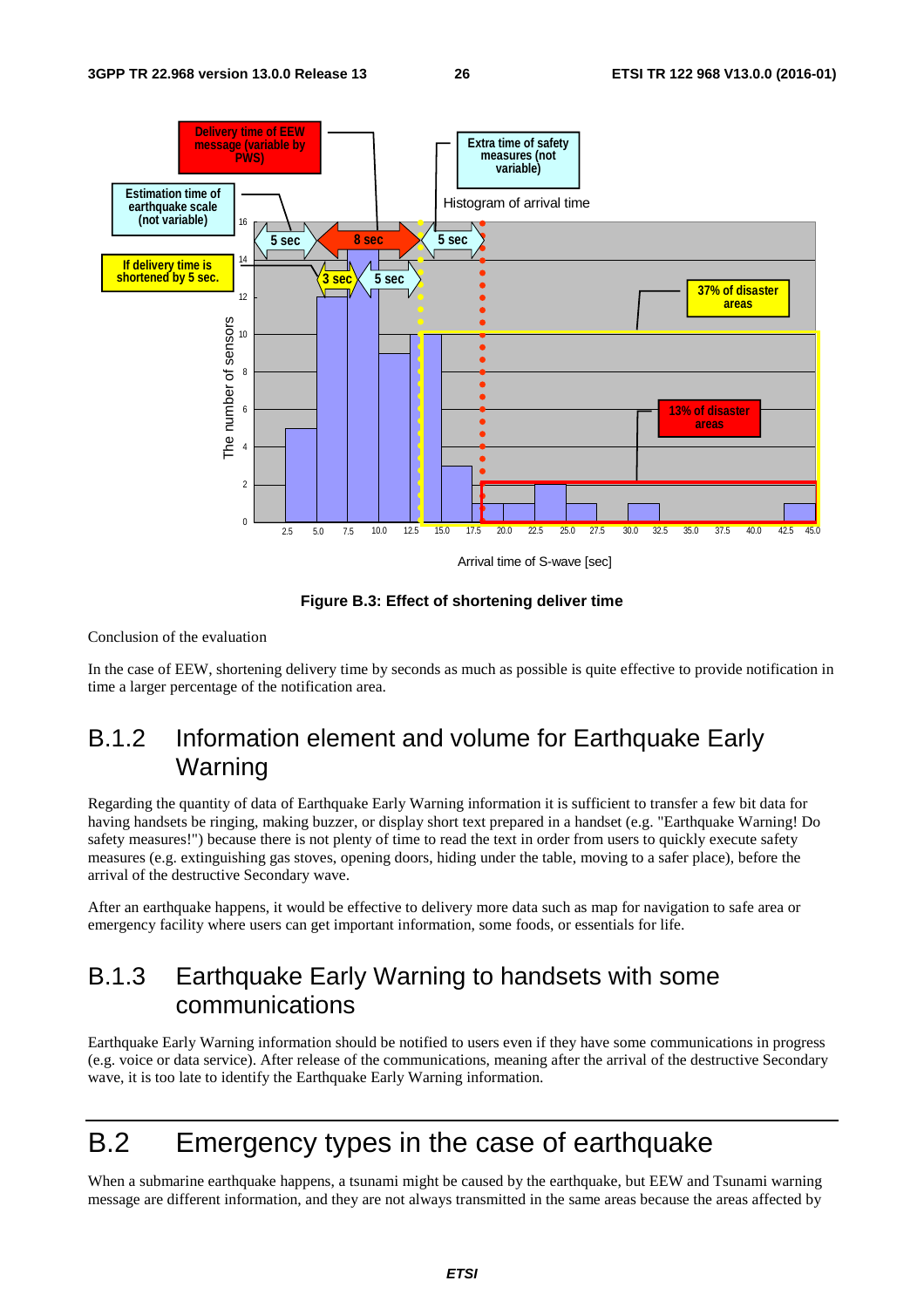**Figure B.3: Effect of shortening deliver time**

Conclusion of the evaluation

In the case of EEW, shortening delivery time by seconds as much as possible is quite effective to provide notification in time a larger percentage of the notification area.

## B.1.2 Information element and volume for Earthquake Early Warning

Regarding the quantity of data of Earthquake Early Warning information it is sufficient to transfer a few bit data for having handsets be ringing, making buzzer, or display short text prepared in a handset (e.g. "Earthquake Warning! Do safety measures!") because there is not plenty of time to read the text in order from users to quickly execute safety measures (e.g. extinguishing gas stoves, opening doors, hiding under the table, moving to a safer place), before the arrival of the destructive Secondary wave.

After an earthquake happens, it would be effective to delivery more data such as map for navigation to safe area or emergency facility where users can get important information, some foods, or essentials for life.

## B.1.3 Earthquake Early Warning to handsets with some communications

Earthquake Early Warning information should be notified to users even if they have some communications in progress (e.g. voice or data service). After release of the communications, meaning after the arrival of the destructive Secondary wave, it is too late to identify the Earthquake Early Warning information.

# B.2 Emergency types in the case of earthquake

When a submarine earthquake happens, a tsunami might be caused by the earthquake, but EEW and Tsunami warning message are different information, and they are not always transmitted in the same areas because the areas affected by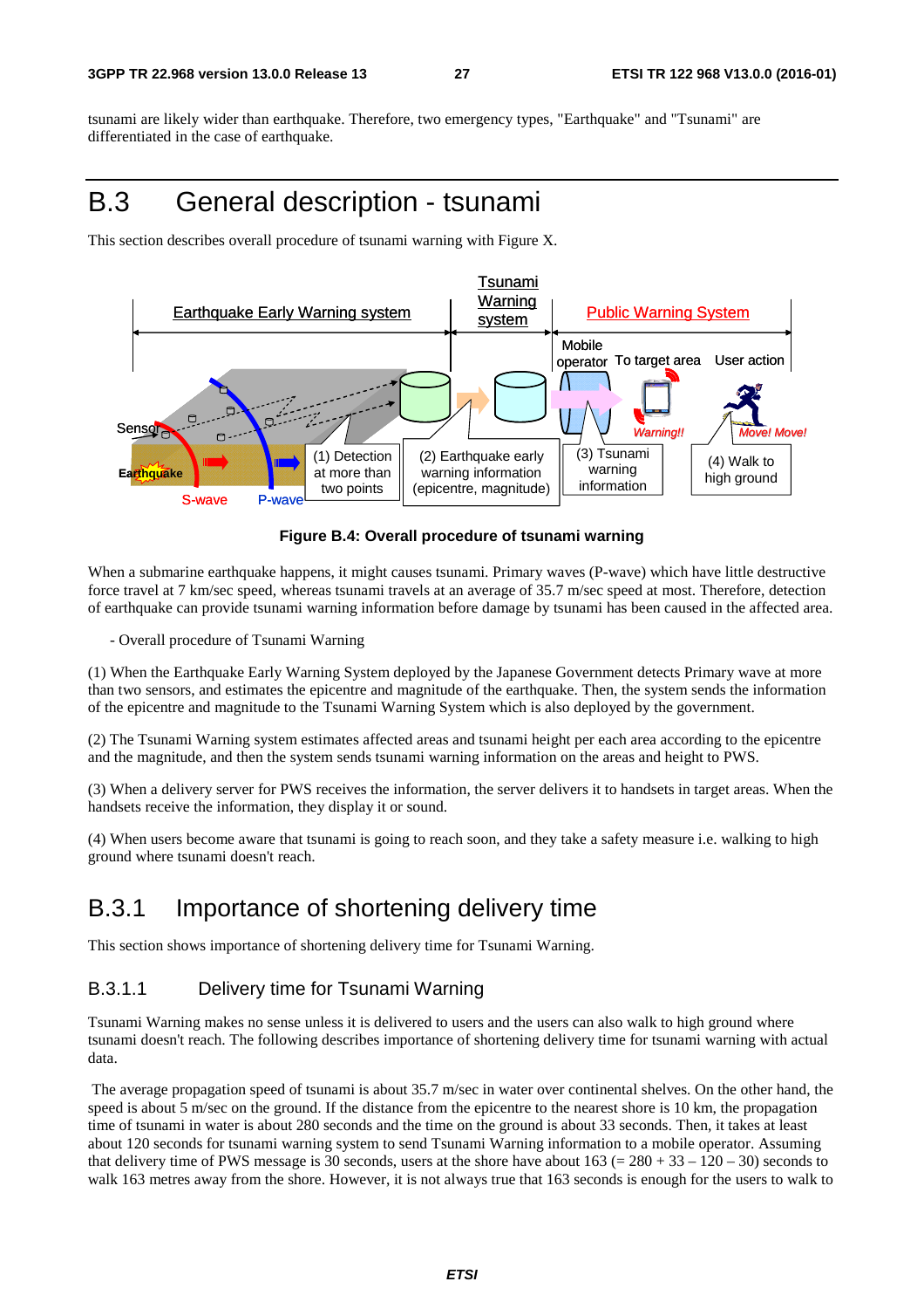tsunami are likely wider than earthquake. Therefore, two emergency types, "Earthquake" and "Tsunami" are differentiated in the case of earthquake.

# B.3 General description - tsunami

This section describes overall procedure of tsunami warning with Figure X.

**Figure B.4: Overall procedure of tsunami warning**

When a submarine earthquake happens, it might causes tsunami. Primary waves (P-wave) which have little destructive force travel at 7 km/sec speed, whereas tsunami travels at an average of 35.7 m/sec speed at most. Therefore, detection of earthquake can provide tsunami warning information before damage by tsunami has been caused in the affected area.

- Overall procedure of Tsunami Warning

(1) When the Earthquake Early Warning System deployed by the Japanese Government detects Primary wave at more than two sensors, and estimates the epicentre and magnitude of the earthquake. Then, the system sends the information of the epicentre and magnitude to the Tsunami Warning System which is also deployed by the government.

(2) The Tsunami Warning system estimates affected areas and tsunami height per each area according to the epicentre and the magnitude, and then the system sends tsunami warning information on the areas and height to PWS.

(3) When a delivery server for PWS receives the information, the server delivers it to handsets in target areas. When the handsets receive the information, they display it or sound.

(4) When users become aware that tsunami is going to reach soon, and they take a safety measure i.e. walking to high ground where tsunami doesn't reach.

## B.3.1 Importance of shortening delivery time

This section shows importance of shortening delivery time for Tsunami Warning.

### B.3.1.1 Delivery time for Tsunami Warning

Tsunami Warning makes no sense unless it is delivered to users and the users can also walk to high ground where tsunami doesn't reach. The following describes importance of shortening delivery time for tsunami warning with actual data.

The average propagation speed of tsunami is about 35.7 m/sec in water over continental shelves. On the other hand, the speed is about 5 m/sec on the ground. If the distance from the epicentre to the nearest shore is 10 km, the propagation time of tsunami in water is about 280 seconds and the time on the ground is about 33 seconds. Then, it takes at least about 120 seconds for tsunami warning system to send Tsunami Warning information to a mobile operator. Assuming that delivery time of PWS message is 30 seconds, users at the shore have about 163 (= 280 + 33 – 120 – 30) seconds to walk 163 metres away from the shore. However, it is not always true that 163 seconds is enough for the users to walk to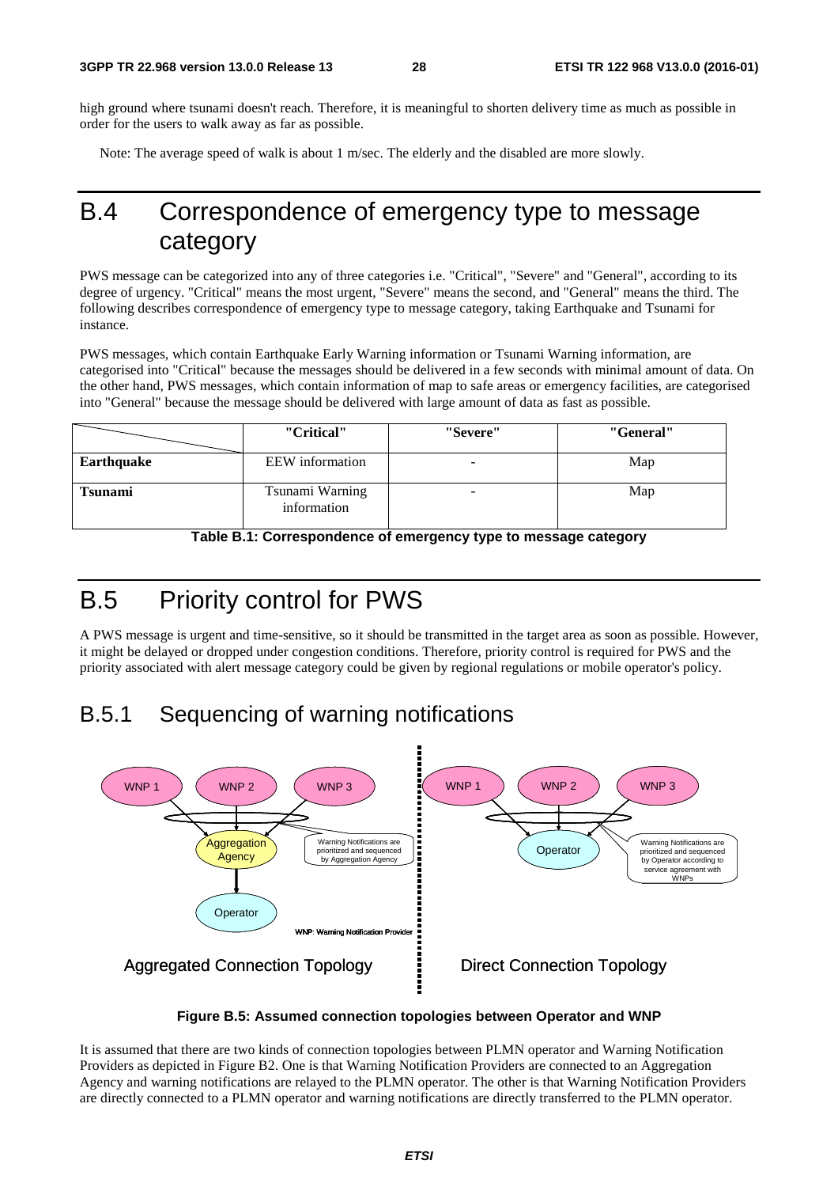high ground where tsunami doesn't reach. Therefore, it is meaningful to shorten delivery time as much as possible in order for the users to walk away as far as possible.

Note: The average speed of walk is about 1 m/sec. The elderly and the disabled are more slowly.

# B.4 Correspondence of emergency type to message category

PWS message can be categorized into any of three categories i.e. "Critical", "Severe" and "General", according to its degree of urgency. "Critical" means the most urgent, "Severe" means the second, and "General" means the third. The following describes correspondence of emergency type to message category, taking Earthquake and Tsunami for instance.

PWS messages, which contain Earthquake Early Warning information or Tsunami Warning information, are categorised into "Critical" because the messages should be delivered in a few seconds with minimal amount of data. On the other hand, PWS messages, which contain information of map to safe areas or emergency facilities, are categorised into "General" because the message should be delivered with large amount of data as fast as possible.

| | "Critical" | "Severe" | "General" |
|---|---|---|---|
| **Earthquake** | EEW information | - | Map |
| **Tsunami** | Tsunami Warning information | - | Map |

**Table B.1: Correspondence of emergency type to message category**

# B.5 Priority control for PWS

A PWS message is urgent and time-sensitive, so it should be transmitted in the target area as soon as possible. However, it might be delayed or dropped under congestion conditions. Therefore, priority control is required for PWS and the priority associated with alert message category could be given by regional regulations or mobile operator's policy.

## B.5.1 Sequencing of warning notifications

**Figure B.5: Assumed connection topologies between Operator and WNP**

It is assumed that there are two kinds of connection topologies between PLMN operator and Warning Notification Providers as depicted in Figure B2. One is that Warning Notification Providers are connected to an Aggregation Agency and warning notifications are relayed to the PLMN operator. The other is that Warning Notification Providers are directly connected to a PLMN operator and warning notifications are directly transferred to the PLMN operator.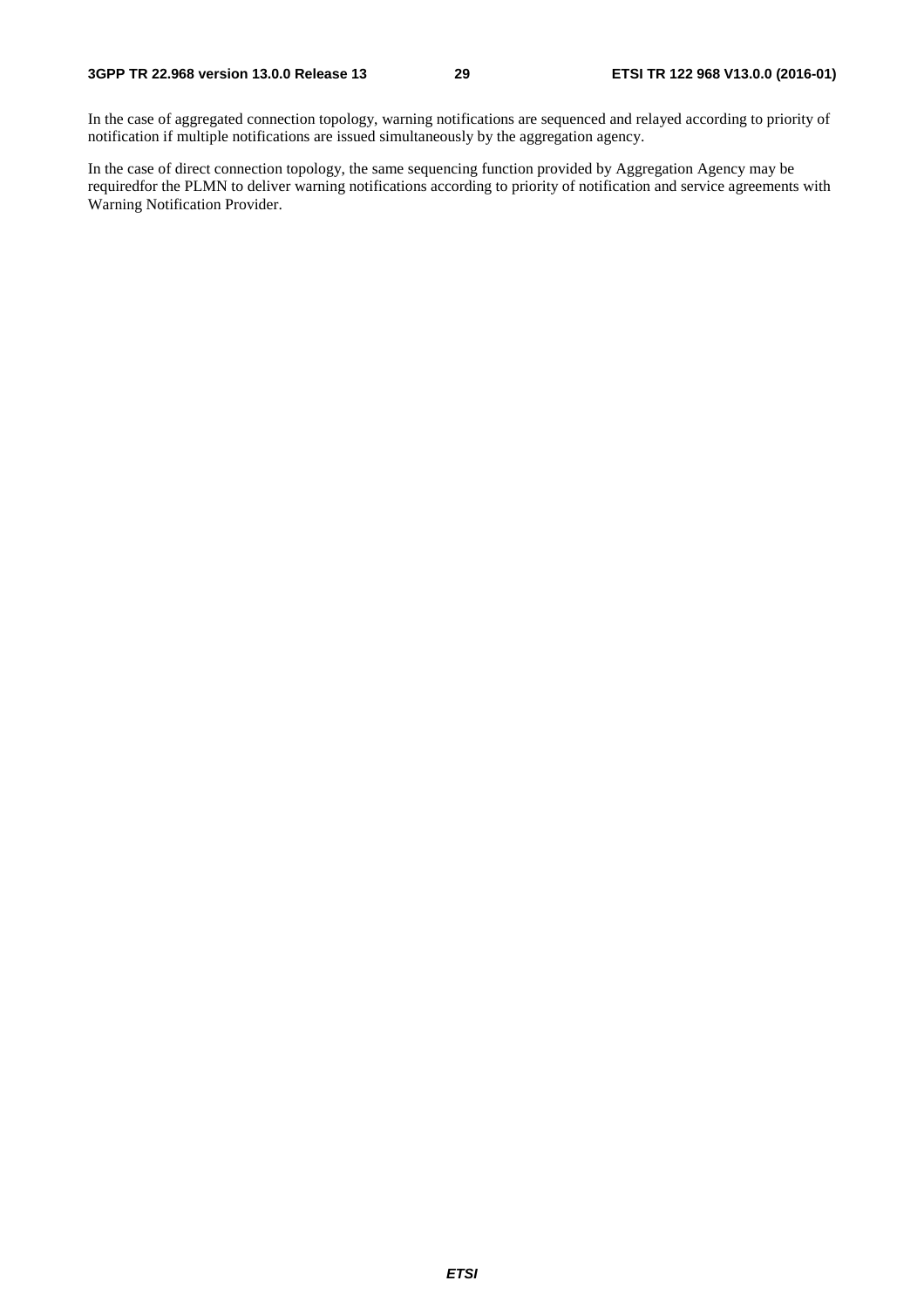In the case of aggregated connection topology, warning notifications are sequenced and relayed according to priority of notification if multiple notifications are issued simultaneously by the aggregation agency.

In the case of direct connection topology, the same sequencing function provided by Aggregation Agency may be requiredfor the PLMN to deliver warning notifications according to priority of notification and service agreements with Warning Notification Provider.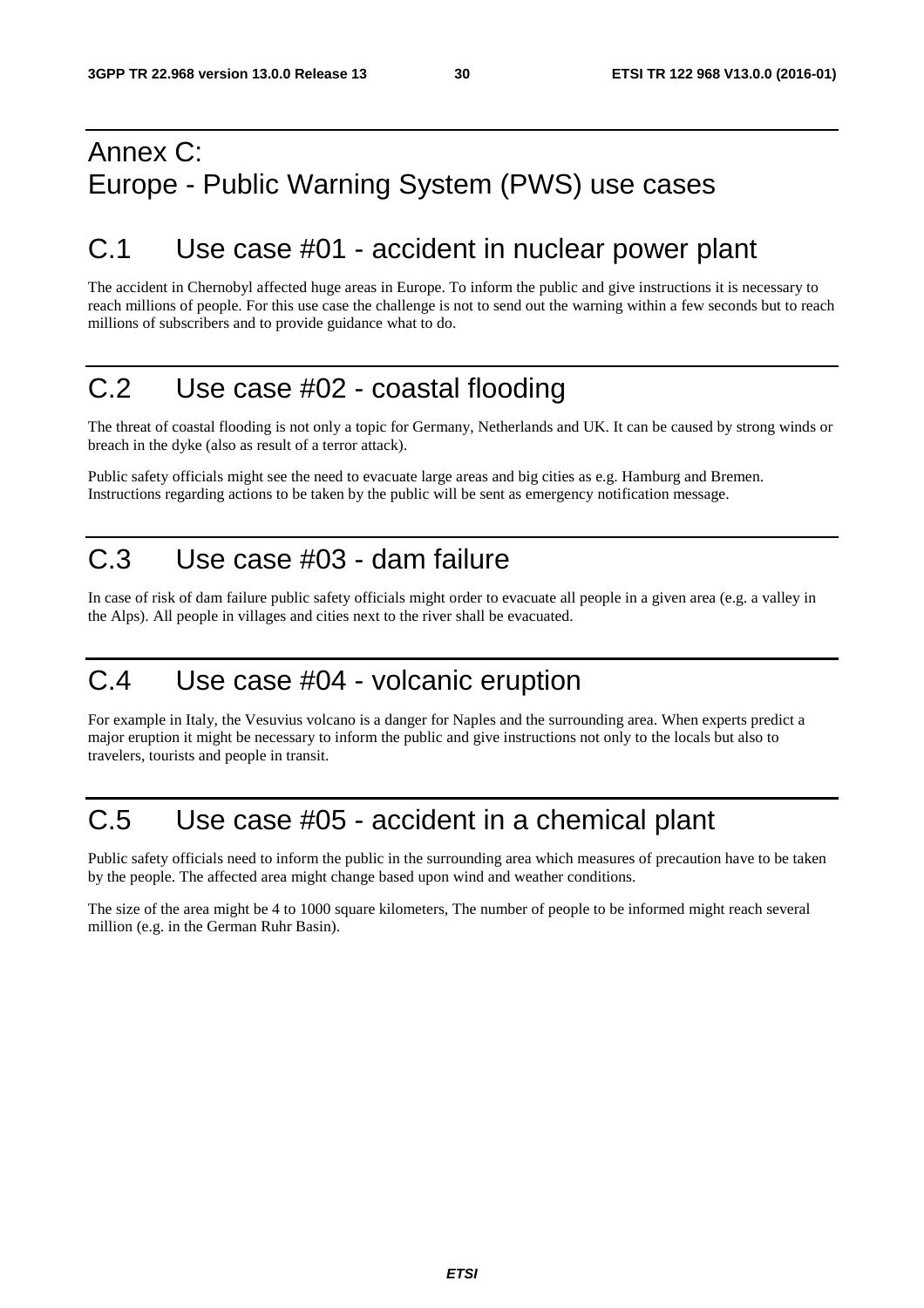# Annex C: Europe - Public Warning System (PWS) use cases

## C.1 Use case #01 - accident in nuclear power plant

The accident in Chernobyl affected huge areas in Europe. To inform the public and give instructions it is necessary to reach millions of people. For this use case the challenge is not to send out the warning within a few seconds but to reach millions of subscribers and to provide guidance what to do.

## C.2 Use case #02 - coastal flooding

The threat of coastal flooding is not only a topic for Germany, Netherlands and UK. It can be caused by strong winds or breach in the dyke (also as result of a terror attack).

Public safety officials might see the need to evacuate large areas and big cities as e.g. Hamburg and Bremen. Instructions regarding actions to be taken by the public will be sent as emergency notification message.

## C.3 Use case #03 - dam failure

In case of risk of dam failure public safety officials might order to evacuate all people in a given area (e.g. a valley in the Alps). All people in villages and cities next to the river shall be evacuated.

## C.4 Use case #04 - volcanic eruption

For example in Italy, the Vesuvius volcano is a danger for Naples and the surrounding area. When experts predict a major eruption it might be necessary to inform the public and give instructions not only to the locals but also to travelers, tourists and people in transit.

## C.5 Use case #05 - accident in a chemical plant

Public safety officials need to inform the public in the surrounding area which measures of precaution have to be taken by the people. The affected area might change based upon wind and weather conditions.

The size of the area might be 4 to 1000 square kilometers, The number of people to be informed might reach several million (e.g. in the German Ruhr Basin).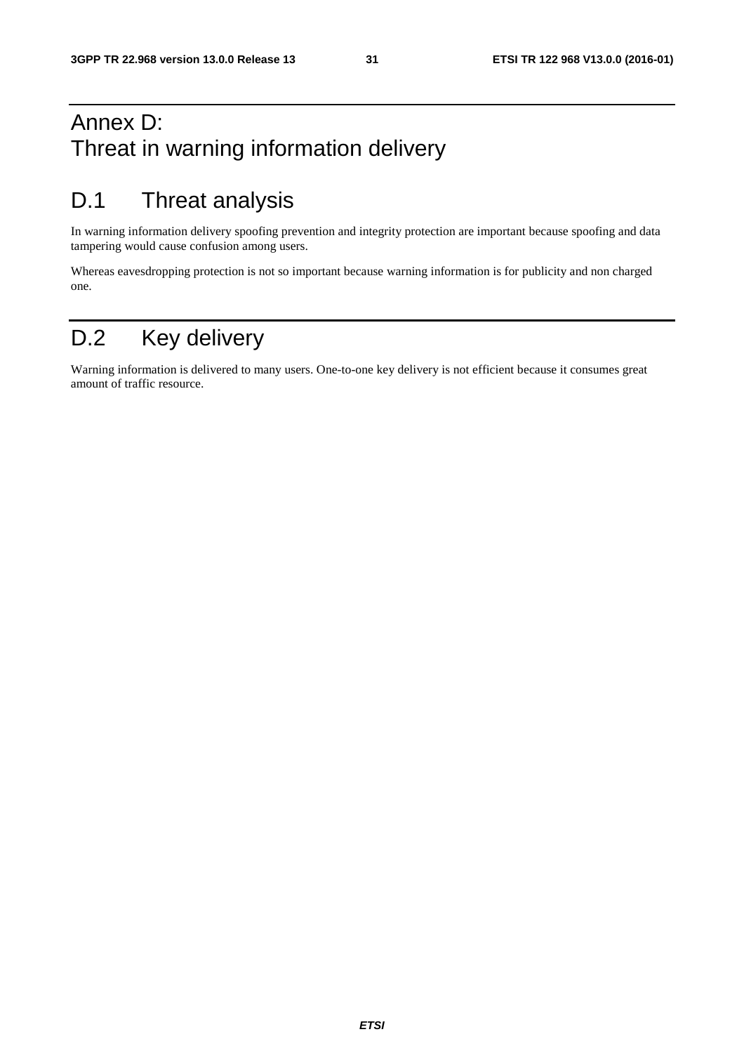# Annex D: Threat in warning information delivery

# D.1 Threat analysis

In warning information delivery spoofing prevention and integrity protection are important because spoofing and data tampering would cause confusion among users.

Whereas eavesdropping protection is not so important because warning information is for publicity and non charged one.

# D.2 Key delivery

Warning information is delivered to many users. One-to-one key delivery is not efficient because it consumes great amount of traffic resource.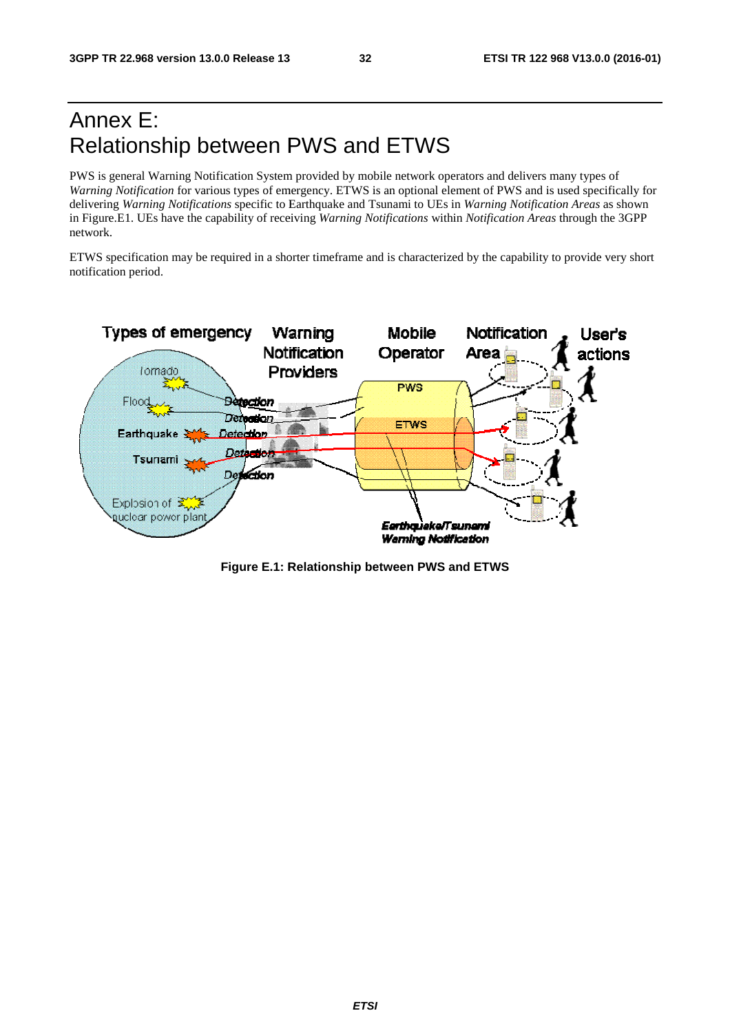# Annex E:
Relationship between PWS and ETWS

PWS is general Warning Notification System provided by mobile network operators and delivers many types of *Warning Notification* for various types of emergency. ETWS is an optional element of PWS and is used specifically for delivering *Warning Notifications* specific to Earthquake and Tsunami to UEs in *Warning Notification Areas* as shown in Figure.E1. UEs have the capability of receiving *Warning Notifications* within *Notification Areas* through the 3GPP network.

ETWS specification may be required in a shorter timeframe and is characterized by the capability to provide very short notification period.

**Figure E.1: Relationship between PWS and ETWS**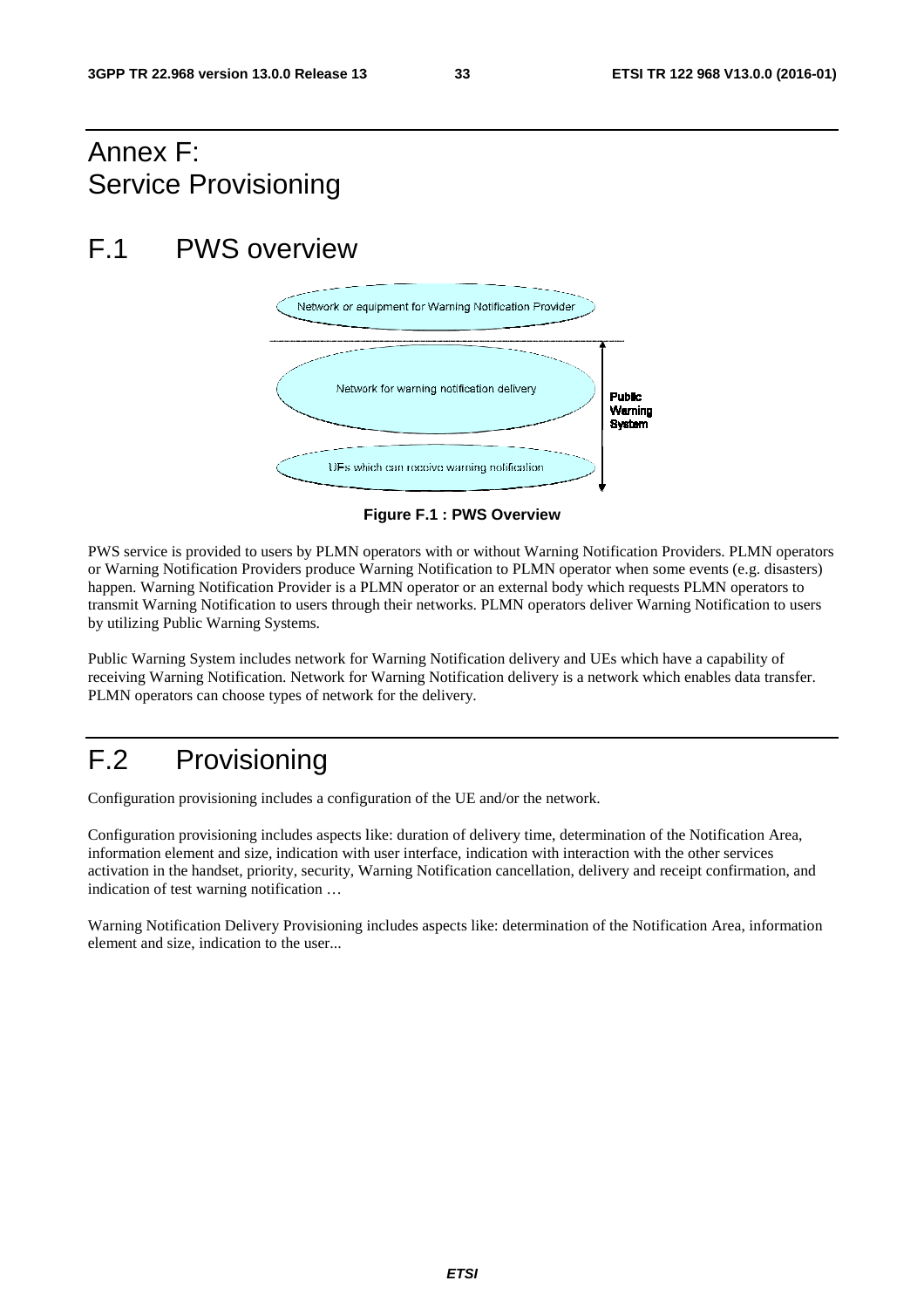# Annex F: Service Provisioning

# F.1 PWS overview

Figure F.1 : PWS Overview

PWS service is provided to users by PLMN operators with or without Warning Notification Providers. PLMN operators or Warning Notification Providers produce Warning Notification to PLMN operator when some events (e.g. disasters) happen. Warning Notification Provider is a PLMN operator or an external body which requests PLMN operators to transmit Warning Notification to users through their networks. PLMN operators deliver Warning Notification to users by utilizing Public Warning Systems.

Public Warning System includes network for Warning Notification delivery and UEs which have a capability of receiving Warning Notification. Network for Warning Notification delivery is a network which enables data transfer. PLMN operators can choose types of network for the delivery.

# F.2 Provisioning

Configuration provisioning includes a configuration of the UE and/or the network.

Configuration provisioning includes aspects like: duration of delivery time, determination of the Notification Area, information element and size, indication with user interface, indication with interaction with the other services activation in the handset, priority, security, Warning Notification cancellation, delivery and receipt confirmation, and indication of test warning notification …

Warning Notification Delivery Provisioning includes aspects like: determination of the Notification Area, information element and size, indication to the user...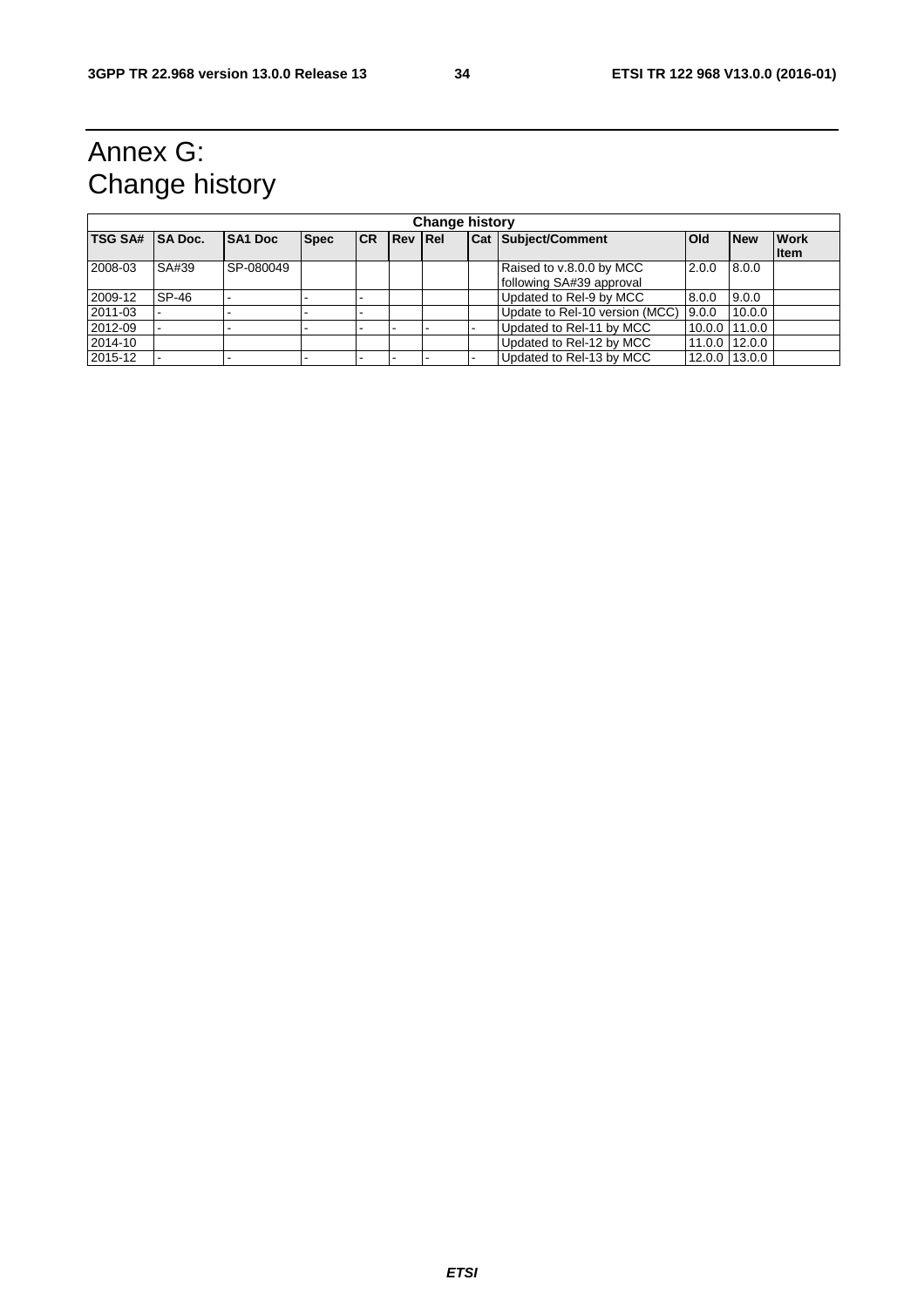# Annex G: Change history

| Change history | | | | | | | | | | | |
|---|---|---|---|---|---|---|---|---|---|---|---|
| **TSG SA#** | **SA Doc.** | **SA1 Doc** | **Spec** | **CR** | **Rev** | **Rel** | **Cat** | **Subject/Comment** | **Old** | **New** | **Work Item** |
| 2008-03 | SA#39 | SP-080049 | | | | | | Raised to v.8.0.0 by MCC following SA#39 approval | 2.0.0 | 8.0.0 | |
| 2009-12 | SP-46 | - | - | - | | | | Updated to Rel-9 by MCC | 8.0.0 | 9.0.0 | |
| 2011-03 | - | - | - | - | | | | Update to Rel-10 version (MCC) | 9.0.0 | 10.0.0 | |
| 2012-09 | - | - | - | - | - | - | - | Updated to Rel-11 by MCC | 10.0.0 | 11.0.0 | |
| 2014-10 | | | | | | | | Updated to Rel-12 by MCC | 11.0.0 | 12.0.0 | |
| 2015-12 | - | - | - | - | - | - | - | Updated to Rel-13 by MCC | 12.0.0 | 13.0.0 | |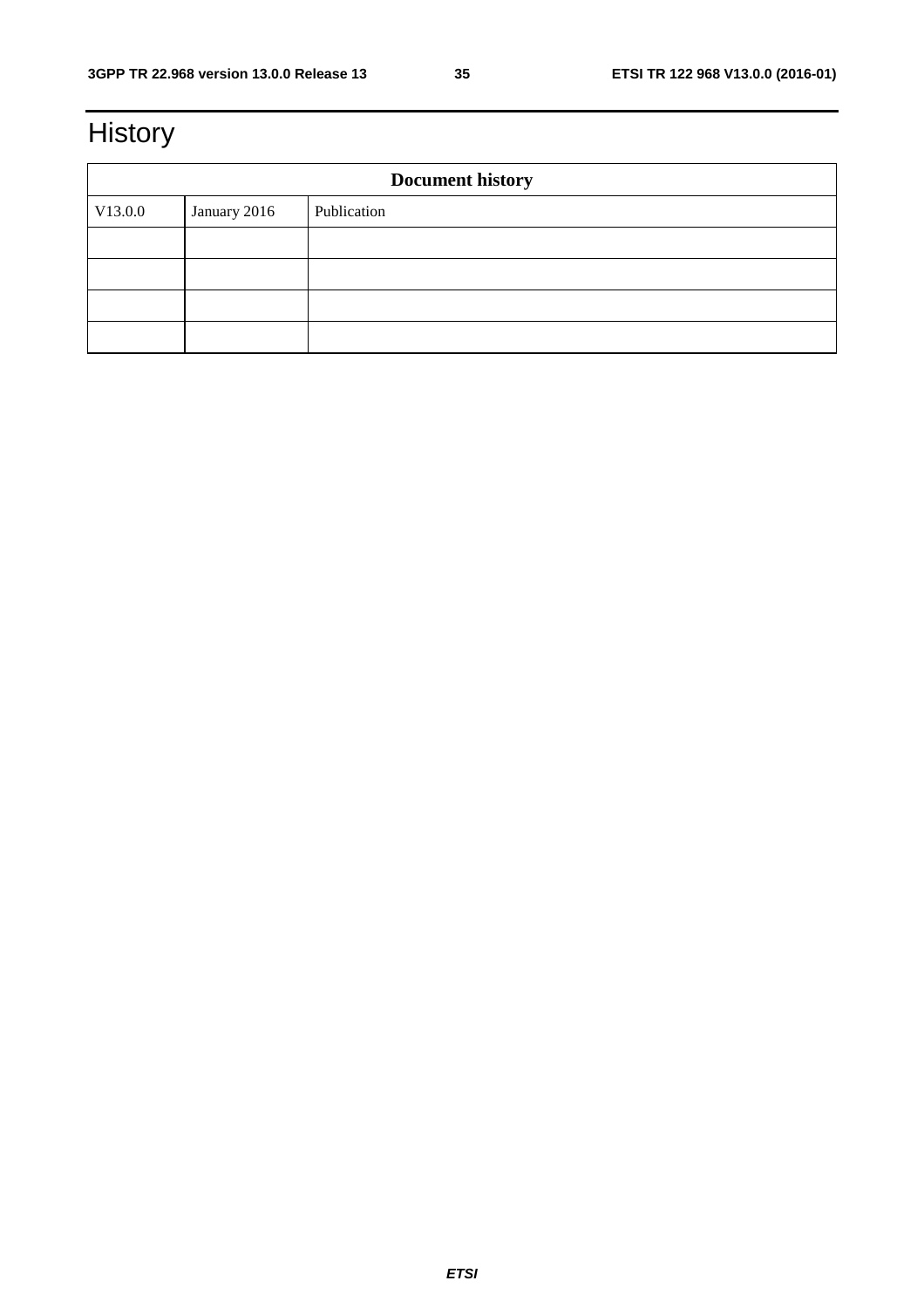# History

| Document history | | |
|---|---|---|
| V13.0.0 | January 2016 | Publication |
| | | |
| | | |
| | | |
| | | |